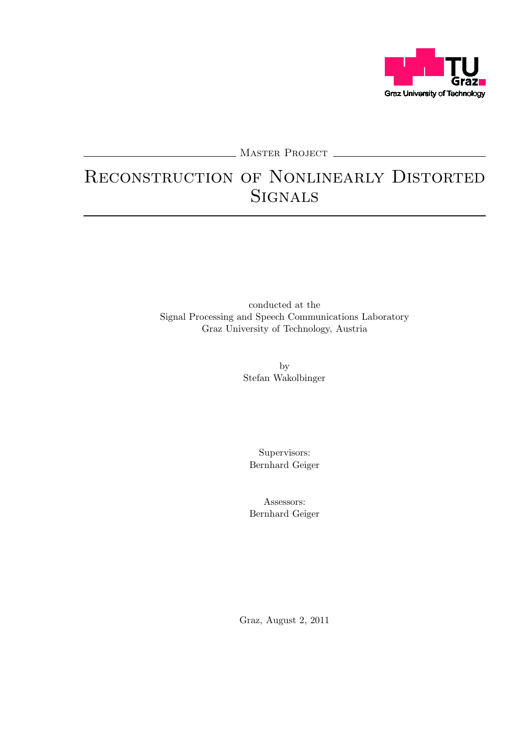Master Project

# Reconstruction of Nonlinearly Distorted Signals

conducted at the
Signal Processing and Speech Communications Laboratory
Graz University of Technology, Austria

by
Stefan Wakolbinger

Supervisors:
Bernhard Geiger

Assessors:
Bernhard Geiger

Graz, August 2, 2011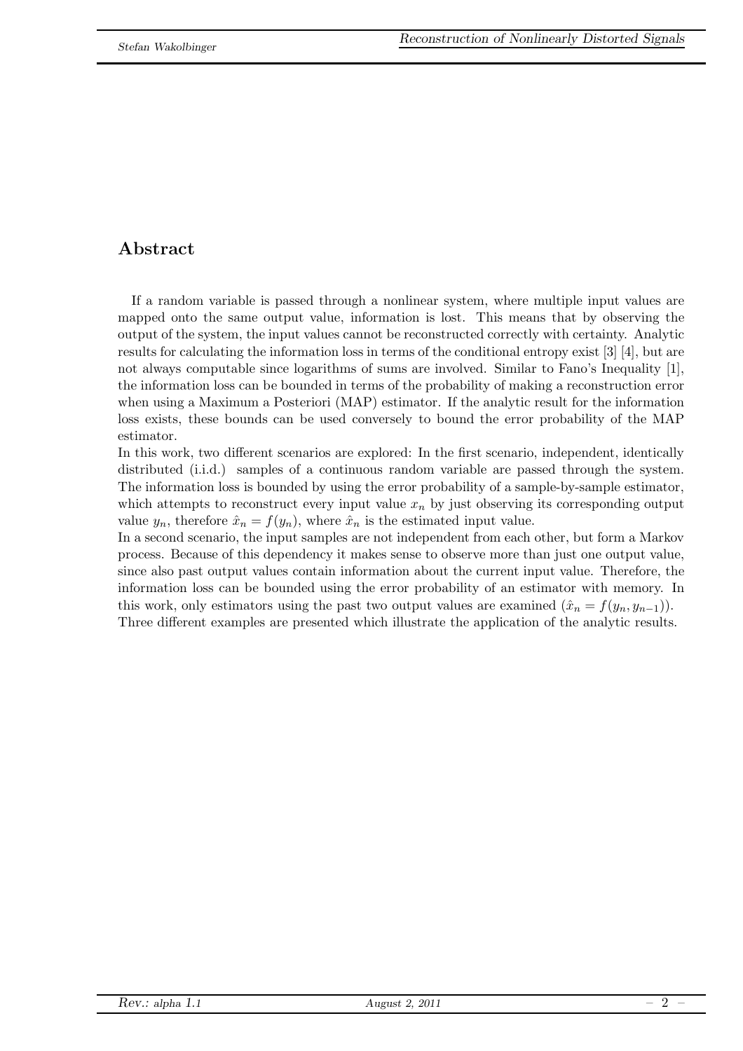## Abstract

If a random variable is passed through a nonlinear system, where multiple input values are mapped onto the same output value, information is lost. This means that by observing the output of the system, the input values cannot be reconstructed correctly with certainty. Analytic results for calculating the information loss in terms of the conditional entropy exist [3] [4], but are not always computable since logarithms of sums are involved. Similar to Fano's Inequality [1], the information loss can be bounded in terms of the probability of making a reconstruction error when using a Maximum a Posteriori (MAP) estimator. If the analytic result for the information loss exists, these bounds can be used conversely to bound the error probability of the MAP estimator.

In this work, two different scenarios are explored: In the first scenario, independent, identically distributed (i.i.d.) samples of a continuous random variable are passed through the system. The information loss is bounded by using the error probability of a sample-by-sample estimator, which attempts to reconstruct every input value $x_n$ by just observing its corresponding output value $y_n$, therefore $\hat{x}_n = f(y_n)$, where $\hat{x}_n$ is the estimated input value.

In a second scenario, the input samples are not independent from each other, but form a Markov process. Because of this dependency it makes sense to observe more than just one output value, since also past output values contain information about the current input value. Therefore, the information loss can be bounded using the error probability of an estimator with memory. In this work, only estimators using the past two output values are examined ($\hat{x}_n = f(y_n, y_{n-1})$).

Three different examples are presented which illustrate the application of the analytic results.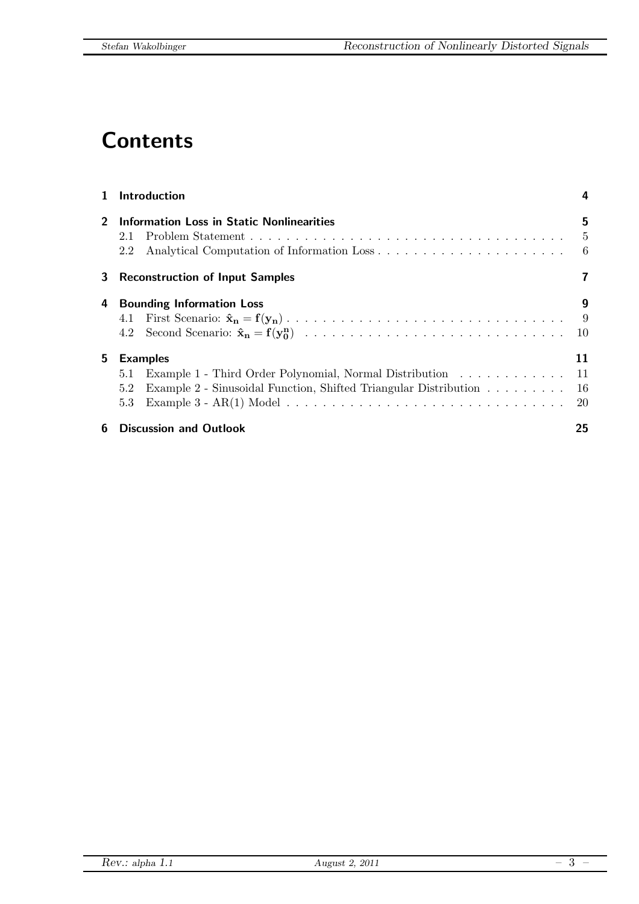# Contents

| | | |
|---|---|---|
| **1** | **Introduction** | **4** |
| **2** | **Information Loss in Static Nonlinearities** | **5** |
| | 2.1 Problem Statement | 5 |
| | 2.2 Analytical Computation of Information Loss | 6 |
| **3** | **Reconstruction of Input Samples** | **7** |
| **4** | **Bounding Information Loss** | **9** |
| | 4.1 First Scenario: $\mathbf{\hat{x}_n = f(y_n)}$ | 9 |
| | 4.2 Second Scenario: $\mathbf{\hat{x}_n = f(y_0^n)}$ | 10 |
| **5** | **Examples** | **11** |
| | 5.1 Example 1 - Third Order Polynomial, Normal Distribution | 11 |
| | 5.2 Example 2 - Sinusoidal Function, Shifted Triangular Distribution | 16 |
| | 5.3 Example 3 - AR(1) Model | 20 |
| **6** | **Discussion and Outlook** | **25** |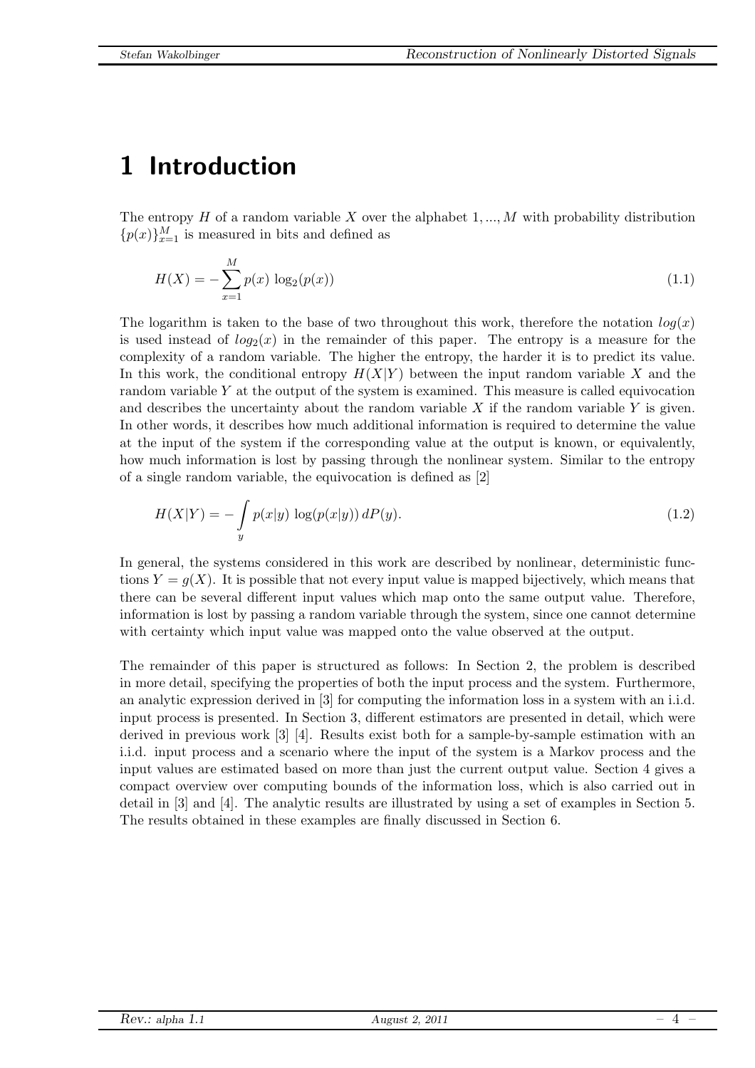# 1 Introduction

The entropy $H$ of a random variable $X$ over the alphabet $1, ..., M$ with probability distribution $\{p(x)\}_{x=1}^{M}$ is measured in bits and defined as

$$H(X) = -\sum_{x=1}^{M} p(x) \, \log_2(p(x)) \tag{1.1}$$

The logarithm is taken to the base of two throughout this work, therefore the notation $log(x)$ is used instead of $log_2(x)$ in the remainder of this paper. The entropy is a measure for the complexity of a random variable. The higher the entropy, the harder it is to predict its value. In this work, the conditional entropy $H(X|Y)$ between the input random variable $X$ and the random variable $Y$ at the output of the system is examined. This measure is called equivocation and describes the uncertainty about the random variable $X$ if the random variable $Y$ is given. In other words, it describes how much additional information is required to determine the value at the input of the system if the corresponding value at the output is known, or equivalently, how much information is lost by passing through the nonlinear system. Similar to the entropy of a single random variable, the equivocation is defined as [2]

$$H(X|Y) = -\int_{y} p(x|y) \, \log(p(x|y)) \, dP(y). \tag{1.2}$$

In general, the systems considered in this work are described by nonlinear, deterministic functions $Y = g(X)$. It is possible that not every input value is mapped bijectively, which means that there can be several different input values which map onto the same output value. Therefore, information is lost by passing a random variable through the system, since one cannot determine with certainty which input value was mapped onto the value observed at the output.

The remainder of this paper is structured as follows: In Section 2, the problem is described in more detail, specifying the properties of both the input process and the system. Furthermore, an analytic expression derived in [3] for computing the information loss in a system with an i.i.d. input process is presented. In Section 3, different estimators are presented in detail, which were derived in previous work [3] [4]. Results exist both for a sample-by-sample estimation with an i.i.d. input process and a scenario where the input of the system is a Markov process and the input values are estimated based on more than just the current output value. Section 4 gives a compact overview over computing bounds of the information loss, which is also carried out in detail in [3] and [4]. The analytic results are illustrated by using a set of examples in Section 5. The results obtained in these examples are finally discussed in Section 6.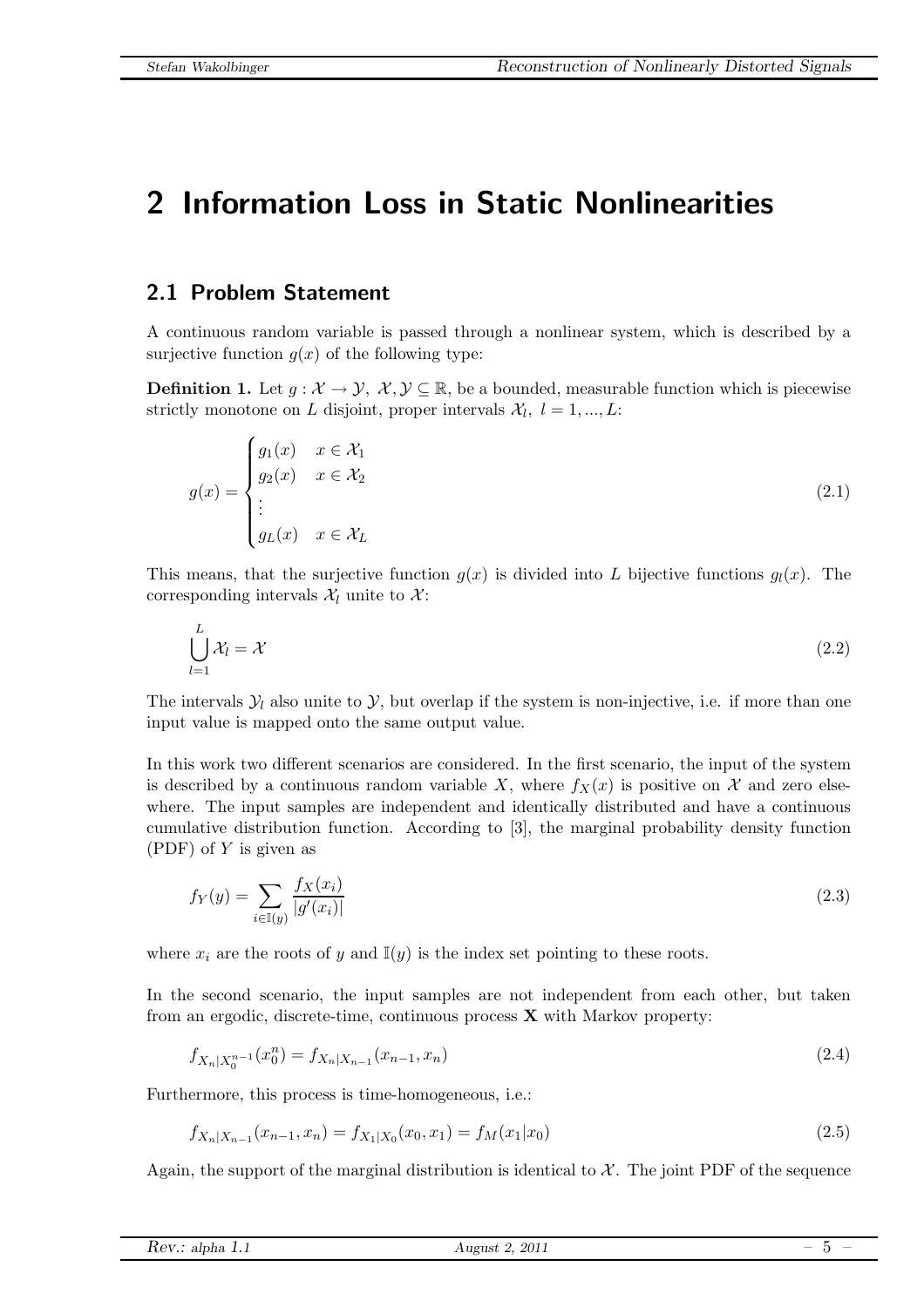# 2 Information Loss in Static Nonlinearities

## 2.1 Problem Statement

A continuous random variable is passed through a nonlinear system, which is described by a surjective function $g(x)$ of the following type:

**Definition 1.** Let $g : \mathcal{X} \to \mathcal{Y},\ \mathcal{X}, \mathcal{Y} \subseteq \mathbb{R}$, be a bounded, measurable function which is piecewise strictly monotone on $L$ disjoint, proper intervals $\mathcal{X}_l,\ l = 1, ..., L$:

$$g(x) = \begin{cases} g_1(x) & x \in \mathcal{X}_1 \\ g_2(x) & x \in \mathcal{X}_2 \\ \vdots & \\ g_L(x) & x \in \mathcal{X}_L \end{cases} \tag{2.1}$$

This means, that the surjective function $g(x)$ is divided into $L$ bijective functions $g_l(x)$. The corresponding intervals $\mathcal{X}_l$ unite to $\mathcal{X}$:

$$\bigcup_{l=1}^{L} \mathcal{X}_l = \mathcal{X} \tag{2.2}$$

The intervals $\mathcal{Y}_l$ also unite to $\mathcal{Y}$, but overlap if the system is non-injective, i.e. if more than one input value is mapped onto the same output value.

In this work two different scenarios are considered. In the first scenario, the input of the system is described by a continuous random variable $X$, where $f_X(x)$ is positive on $\mathcal{X}$ and zero elsewhere. The input samples are independent and identically distributed and have a continuous cumulative distribution function. According to [3], the marginal probability density function (PDF) of $Y$ is given as

$$f_Y(y) = \sum_{i \in \mathbb{I}(y)} \frac{f_X(x_i)}{|g'(x_i)|} \tag{2.3}$$

where $x_i$ are the roots of $y$ and $\mathbb{I}(y)$ is the index set pointing to these roots.

In the second scenario, the input samples are not independent from each other, but taken from an ergodic, discrete-time, continuous process $\mathbf{X}$ with Markov property:

$$f_{X_n|X_0^{n-1}}(x_0^n) = f_{X_n|X_{n-1}}(x_{n-1}, x_n) \tag{2.4}$$

Furthermore, this process is time-homogeneous, i.e.:

$$f_{X_n|X_{n-1}}(x_{n-1}, x_n) = f_{X_1|X_0}(x_0, x_1) = f_M(x_1|x_0) \tag{2.5}$$

Again, the support of the marginal distribution is identical to $\mathcal{X}$. The joint PDF of the sequence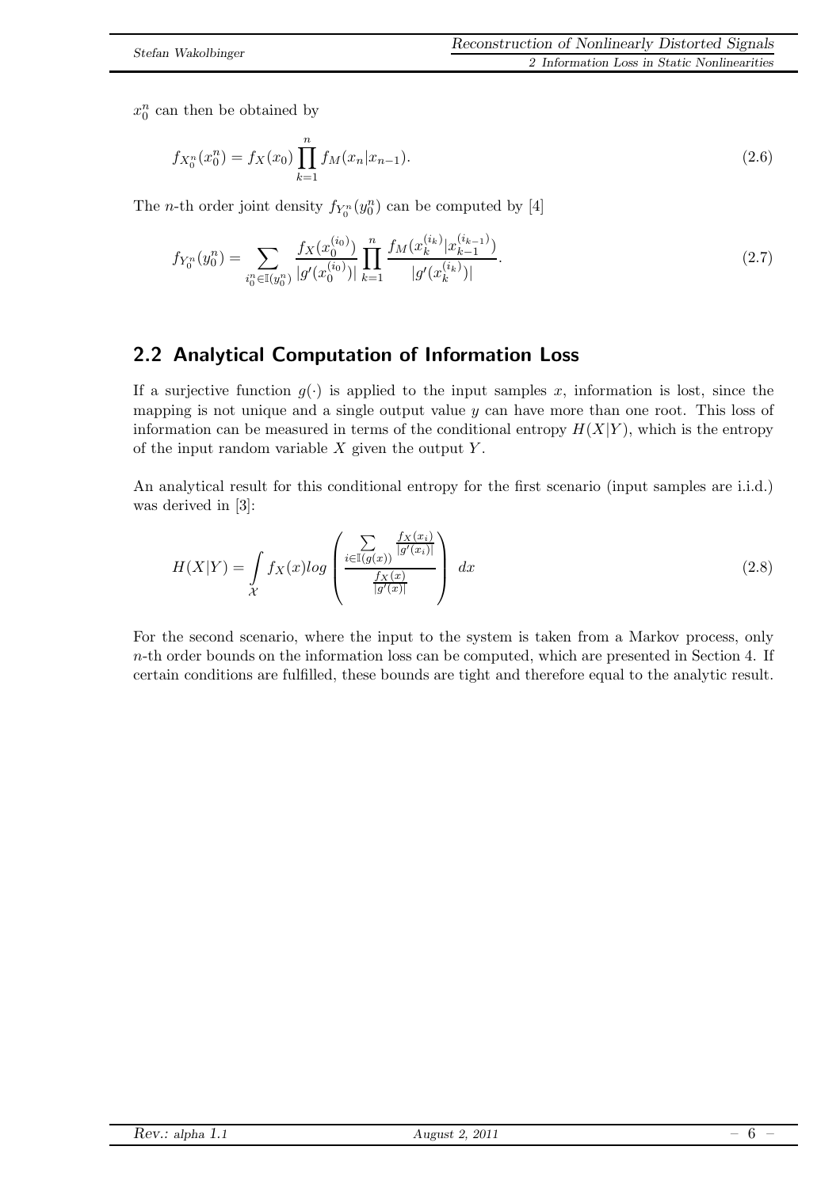$x_0^n$ can then be obtained by

$$f_{X_0^n}(x_0^n) = f_X(x_0) \prod_{k=1}^{n} f_M(x_n|x_{n-1}). \tag{2.6}$$

The $n$-th order joint density $f_{Y_0^n}(y_0^n)$ can be computed by [4]

$$f_{Y_0^n}(y_0^n) = \sum_{i_0^n \in \mathbb{I}(y_0^n)} \frac{f_X(x_0^{(i_0)})}{|g'(x_0^{(i_0)})|} \prod_{k=1}^{n} \frac{f_M(x_k^{(i_k)}|x_{k-1}^{(i_{k-1})})}{|g'(x_k^{(i_k)})|}. \tag{2.7}$$

## 2.2 Analytical Computation of Information Loss

If a surjective function $g(\cdot)$ is applied to the input samples $x$, information is lost, since the mapping is not unique and a single output value $y$ can have more than one root. This loss of information can be measured in terms of the conditional entropy $H(X|Y)$, which is the entropy of the input random variable $X$ given the output $Y$.

An analytical result for this conditional entropy for the first scenario (input samples are i.i.d.) was derived in [3]:

$$H(X|Y) = \int_{\mathcal{X}} f_X(x) log \left( \frac{\sum\limits_{i \in \mathbb{I}(g(x))} \frac{f_X(x_i)}{|g'(x_i)|}}{\frac{f_X(x)}{|g'(x)|}} \right) \, dx \tag{2.8}$$

For the second scenario, where the input to the system is taken from a Markov process, only $n$-th order bounds on the information loss can be computed, which are presented in Section 4. If certain conditions are fulfilled, these bounds are tight and therefore equal to the analytic result.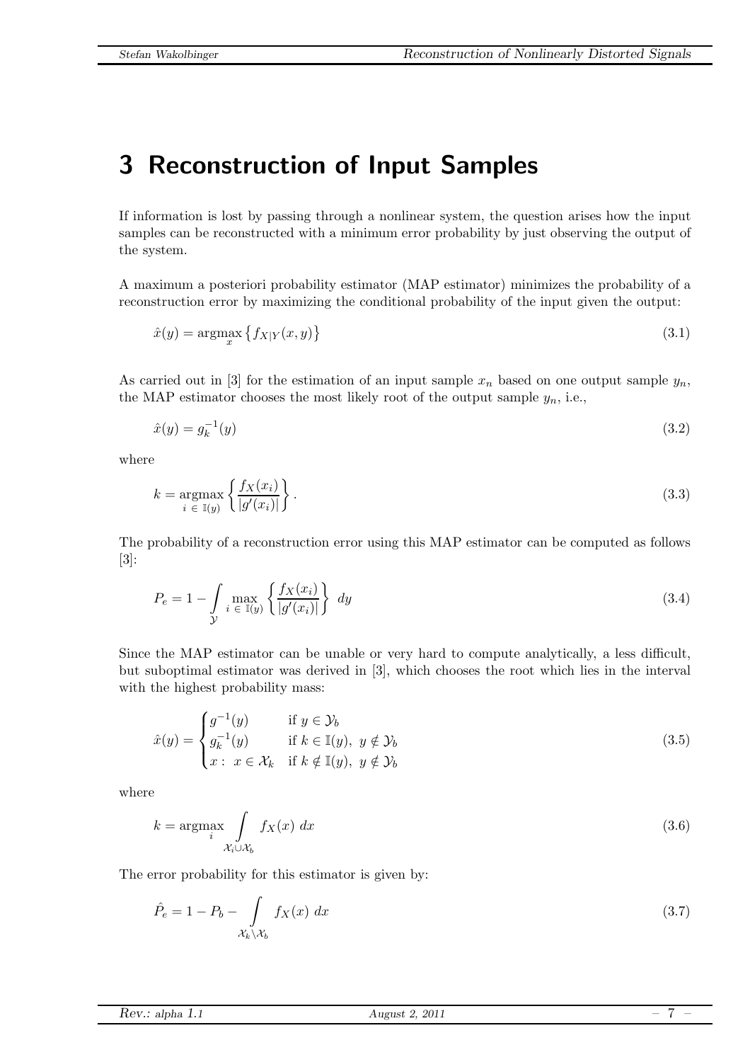// ...rest of output elided...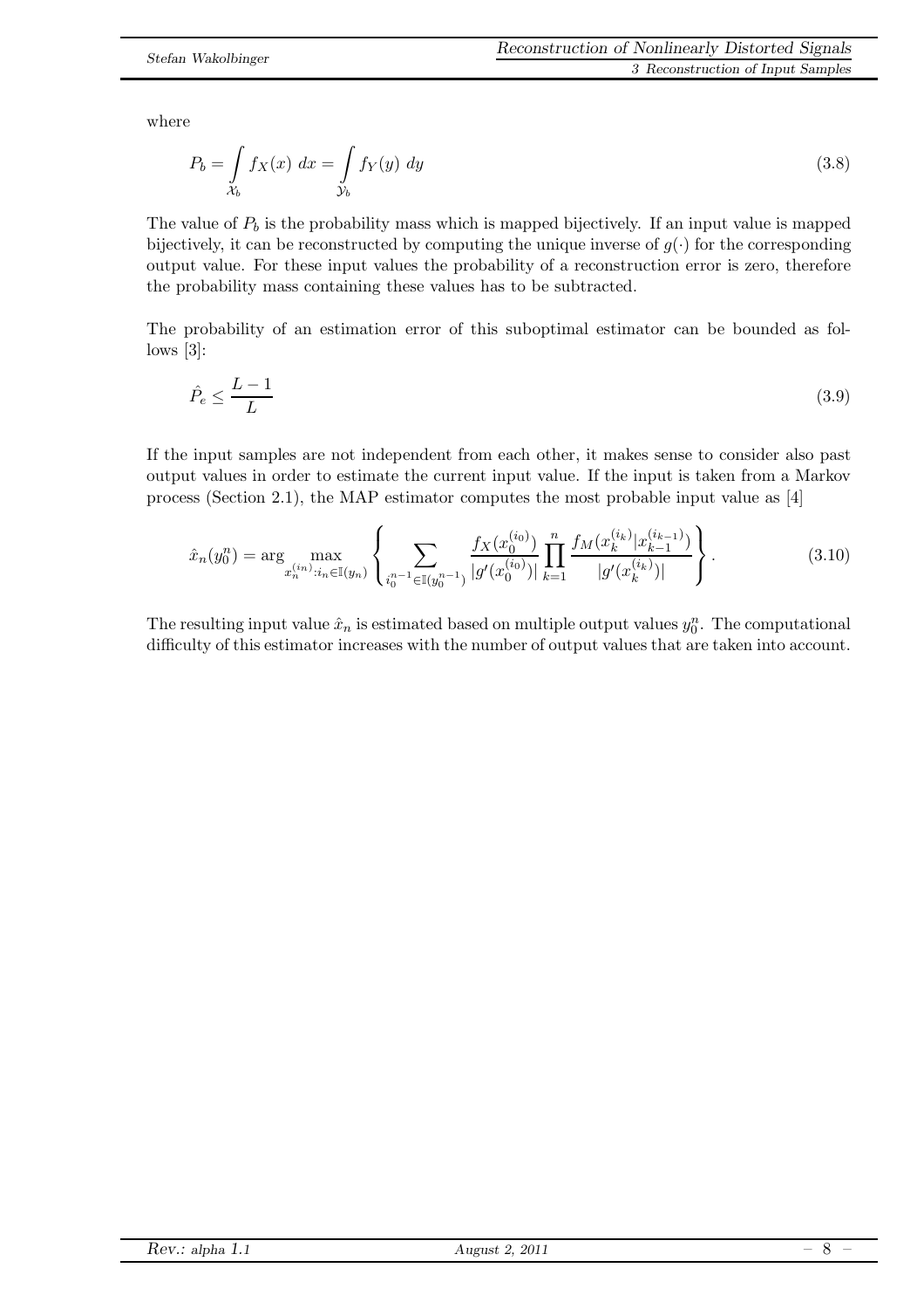where

$$P_b = \int\limits_{\mathcal{X}_b} f_X(x)\ dx = \int\limits_{\mathcal{Y}_b} f_Y(y)\ dy \tag{3.8}$$

The value of $P_b$ is the probability mass which is mapped bijectively. If an input value is mapped bijectively, it can be reconstructed by computing the unique inverse of $g(\cdot)$ for the corresponding output value. For these input values the probability of a reconstruction error is zero, therefore the probability mass containing these values has to be subtracted.

The probability of an estimation error of this suboptimal estimator can be bounded as follows [3]:

$$\hat{P}_e \leq \frac{L-1}{L} \tag{3.9}$$

If the input samples are not independent from each other, it makes sense to consider also past output values in order to estimate the current input value. If the input is taken from a Markov process (Section 2.1), the MAP estimator computes the most probable input value as [4]

$$\hat{x}_n(y_0^n) = \arg \max_{x_n^{(i_n)}: i_n \in \mathbb{I}(y_n)} \left\{ \sum_{i_0^{n-1} \in \mathbb{I}(y_0^{n-1})} \frac{f_X(x_0^{(i_0)})}{|g'(x_0^{(i_0)})|} \prod_{k=1}^{n} \frac{f_M(x_k^{(i_k)} | x_{k-1}^{(i_{k-1})})}{|g'(x_k^{(i_k)})|} \right\}. \tag{3.10}$$

The resulting input value $\hat{x}_n$ is estimated based on multiple output values $y_0^n$. The computational difficulty of this estimator increases with the number of output values that are taken into account.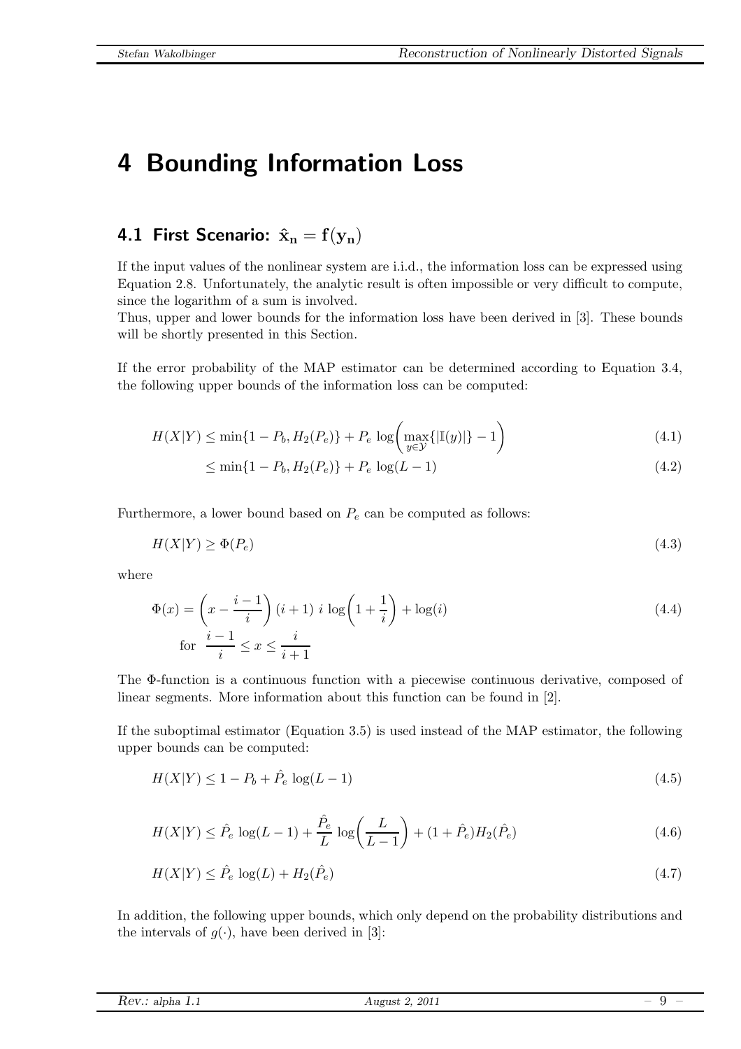// Why: omitted running header/footer (author, title, revision, date, page number) per rules.
# 4 Bounding Information Loss

## 4.1 First Scenario: $\hat{x}_n = f(y_n)$

If the input values of the nonlinear system are i.i.d., the information loss can be expressed using Equation 2.8. Unfortunately, the analytic result is often impossible or very difficult to compute, since the logarithm of a sum is involved.
Thus, upper and lower bounds for the information loss have been derived in [3]. These bounds will be shortly presented in this Section.

If the error probability of the MAP estimator can be determined according to Equation 3.4, the following upper bounds of the information loss can be computed:

$$H(X|Y) \leq \min\{1 - P_b, H_2(P_e)\} + P_e \log\left(\max_{y \in \mathcal{Y}}\{|\mathbb{I}(y)|\} - 1\right) \tag{4.1}$$

$$\leq \min\{1 - P_b, H_2(P_e)\} + P_e \log(L - 1) \tag{4.2}$$

Furthermore, a lower bound based on $P_e$ can be computed as follows:

$$H(X|Y) \geq \Phi(P_e) \tag{4.3}$$

where

$$\Phi(x) = \left(x - \frac{i-1}{i}\right)(i+1)\ i \log\left(1 + \frac{1}{i}\right) + \log(i) \quad \text{for} \quad \frac{i-1}{i} \leq x \leq \frac{i}{i+1} \tag{4.4}$$

The Φ-function is a continuous function with a piecewise continuous derivative, composed of linear segments. More information about this function can be found in [2].

If the suboptimal estimator (Equation 3.5) is used instead of the MAP estimator, the following upper bounds can be computed:

$$H(X|Y) \leq 1 - P_b + \hat{P}_e \log(L - 1) \tag{4.5}$$

$$H(X|Y) \leq \hat{P}_e \log(L - 1) + \frac{\hat{P}_e}{L} \log\left(\frac{L}{L-1}\right) + (1 + \hat{P}_e) H_2(\hat{P}_e) \tag{4.6}$$

$$H(X|Y) \leq \hat{P}_e \log(L) + H_2(\hat{P}_e) \tag{4.7}$$

In addition, the following upper bounds, which only depend on the probability distributions and the intervals of $g(\cdot)$, have been derived in [3]: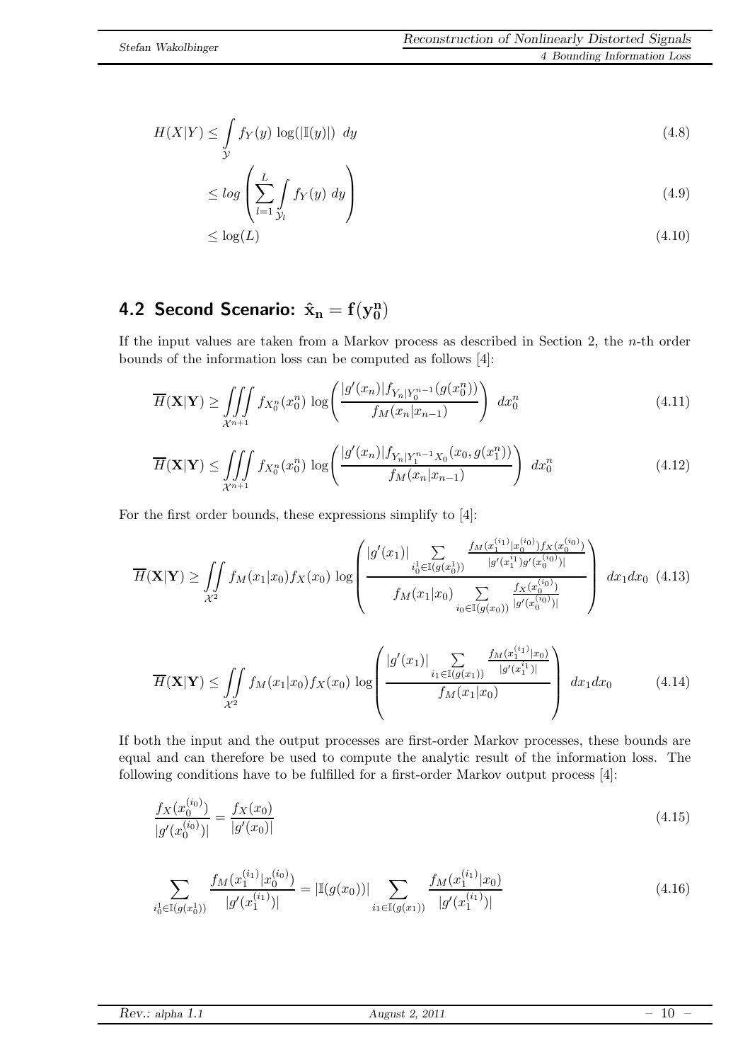$$H(X|Y) \leq \int_{\mathcal{Y}} f_Y(y) \log(|\mathbb{I}(y)|) \; dy \tag{4.8}$$

$$\leq log \left( \sum_{l=1}^{L} \int_{\mathcal{Y}_l} f_Y(y) \; dy \right) \tag{4.9}$$

$$\leq \log(L) \tag{4.10}$$

## 4.2 Second Scenario: $\mathbf{\hat{x}_n = f(y_0^n)}$

If the input values are taken from a Markov process as described in Section 2, the $n$-th order bounds of the information loss can be computed as follows [4]:

$$\overline{H}(\mathbf{X}|\mathbf{Y}) \geq \iiint_{\mathcal{X}^{n+1}} f_{X_0^n}(x_0^n) \log\left( \frac{|g'(x_n)| f_{Y_n|Y_0^{n-1}}(g(x_0^n))}{f_M(x_n|x_{n-1})} \right) \; dx_0^n \tag{4.11}$$

$$\overline{H}(\mathbf{X}|\mathbf{Y}) \leq \iiint_{\mathcal{X}^{n+1}} f_{X_0^n}(x_0^n) \log\left( \frac{|g'(x_n)| f_{Y_n|Y_1^{n-1}X_0}(x_0, g(x_1^n))}{f_M(x_n|x_{n-1})} \right) \; dx_0^n \tag{4.12}$$

For the first order bounds, these expressions simplify to [4]:

$$\overline{H}(\mathbf{X}|\mathbf{Y}) \geq \iint_{\mathcal{X}^2} f_M(x_1|x_0) f_X(x_0) \log \left( \frac{|g'(x_1)| \sum\limits_{i_0^1 \in \mathbb{I}(g(x_0^1))} \frac{f_M(x_1^{(i_1)}|x_0^{(i_0)}) f_X(x_0^{(i_0)})}{|g'(x_1^{i_1}) g'(x_0^{(i_0)})|}}{f_M(x_1|x_0) \sum\limits_{i_0 \in \mathbb{I}(g(x_0))} \frac{f_X(x_0^{(i_0)})}{|g'(x_0^{(i_0)})|}} \right) \; dx_1 dx_0 \tag{4.13}$$

$$\overline{H}(\mathbf{X}|\mathbf{Y}) \leq \iint_{\mathcal{X}^2} f_M(x_1|x_0) f_X(x_0) \log \left( \frac{|g'(x_1)| \sum\limits_{i_1 \in \mathbb{I}(g(x_1))} \frac{f_M(x_1^{(i_1)}|x_0)}{|g'(x_1^{i_1})|}}{f_M(x_1|x_0)} \right) \; dx_1 dx_0 \tag{4.14}$$

If both the input and the output processes are first-order Markov processes, these bounds are equal and can therefore be used to compute the analytic result of the information loss. The following conditions have to be fulfilled for a first-order Markov output process [4]:

$$\frac{f_X(x_0^{(i_0)})}{|g'(x_0^{(i_0)})|} = \frac{f_X(x_0)}{|g'(x_0)|} \tag{4.15}$$

$$\sum_{i_0^1 \in \mathbb{I}(g(x_0^1))} \frac{f_M(x_1^{(i_1)}|x_0^{(i_0)})}{|g'(x_1^{(i_1)})|} = |\mathbb{I}(g(x_0))| \sum_{i_1 \in \mathbb{I}(g(x_1))} \frac{f_M(x_1^{(i_1)}|x_0)}{|g'(x_1^{(i_1)})|} \tag{4.16}$$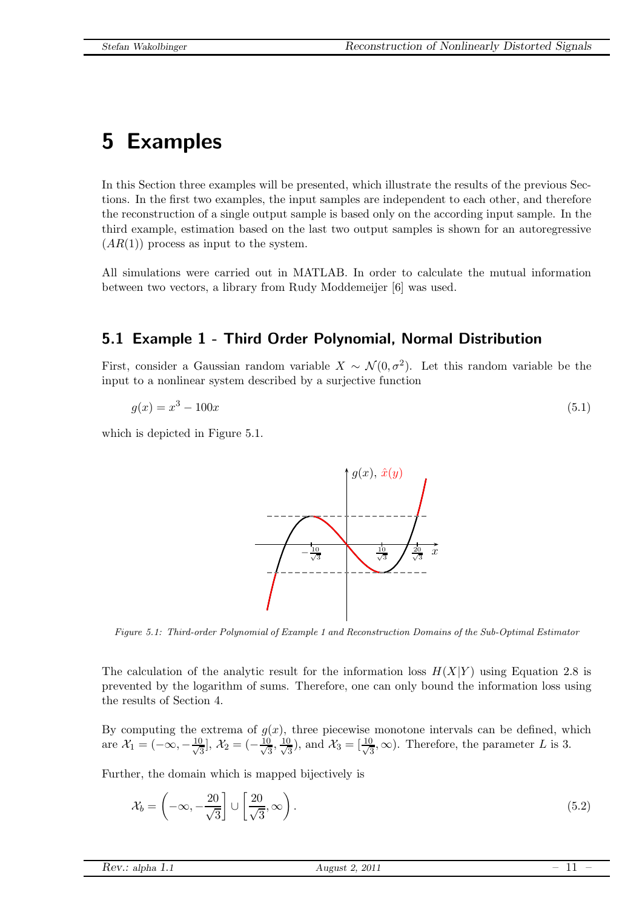# 5 Examples

In this Section three examples will be presented, which illustrate the results of the previous Sections. In the first two examples, the input samples are independent to each other, and therefore the reconstruction of a single output sample is based only on the according input sample. In the third example, estimation based on the last two output samples is shown for an autoregressive ($AR(1)$) process as input to the system.

All simulations were carried out in MATLAB. In order to calculate the mutual information between two vectors, a library from Rudy Moddemeijer [6] was used.

## 5.1 Example 1 - Third Order Polynomial, Normal Distribution

First, consider a Gaussian random variable $X \sim \mathcal{N}(0, \sigma^2)$. Let this random variable be the input to a nonlinear system described by a surjective function

$$g(x) = x^3 - 100x \tag{5.1}$$

which is depicted in Figure 5.1.

*Figure 5.1: Third-order Polynomial of Example 1 and Reconstruction Domains of the Sub-Optimal Estimator*

The calculation of the analytic result for the information loss $H(X|Y)$ using Equation 2.8 is prevented by the logarithm of sums. Therefore, one can only bound the information loss using the results of Section 4.

By computing the extrema of $g(x)$, three piecewise monotone intervals can be defined, which are $\mathcal{X}_1 = (-\infty, -\frac{10}{\sqrt{3}}]$, $\mathcal{X}_2 = (-\frac{10}{\sqrt{3}}, \frac{10}{\sqrt{3}})$, and $\mathcal{X}_3 = [\frac{10}{\sqrt{3}}, \infty)$. Therefore, the parameter $L$ is 3.

Further, the domain which is mapped bijectively is

$$\mathcal{X}_b = \left(-\infty, -\frac{20}{\sqrt{3}}\right] \cup \left[\frac{20}{\sqrt{3}}, \infty\right). \tag{5.2}$$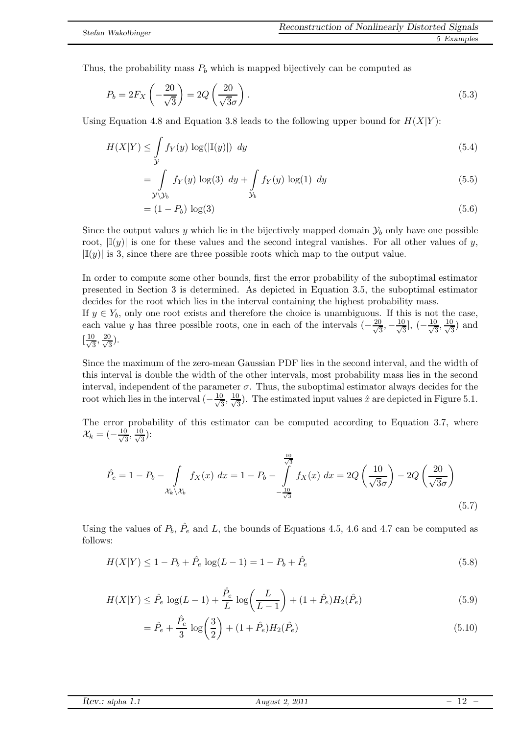Thus, the probability mass $P_b$ which is mapped bijectively can be computed as

$$P_b = 2F_X\left(-\frac{20}{\sqrt{3}}\right) = 2Q\left(\frac{20}{\sqrt{3}\sigma}\right). \tag{5.3}$$

Using Equation 4.8 and Equation 3.8 leads to the following upper bound for $H(X|Y)$:

$$H(X|Y) \leq \int_{\mathcal{Y}} f_Y(y) \log(|\mathbb{I}(y)|) \; dy \tag{5.4}$$

$$= \int_{\mathcal{Y}\setminus\mathcal{Y}_b} f_Y(y) \log(3) \; dy + \int_{\mathcal{Y}_b} f_Y(y) \log(1) \; dy \tag{5.5}$$

$$= (1 - P_b) \log(3) \tag{5.6}$$

Since the output values $y$ which lie in the bijectively mapped domain $\mathcal{Y}_b$ only have one possible root, $|\mathbb{I}(y)|$ is one for these values and the second integral vanishes. For all other values of $y$, $|\mathbb{I}(y)|$ is 3, since there are three possible roots which map to the output value.

In order to compute some other bounds, first the error probability of the suboptimal estimator presented in Section 3 is determined. As depicted in Equation 3.5, the suboptimal estimator decides for the root which lies in the interval containing the highest probability mass.
If $y \in Y_b$, only one root exists and therefore the choice is unambiguous. If this is not the case, each value $y$ has three possible roots, one in each of the intervals $(-\frac{20}{\sqrt{3}}, -\frac{10}{\sqrt{3}}]$, $(-\frac{10}{\sqrt{3}}, \frac{10}{\sqrt{3}})$ and $[\frac{10}{\sqrt{3}}, \frac{20}{\sqrt{3}})$.

Since the maximum of the zero-mean Gaussian PDF lies in the second interval, and the width of this interval is double the width of the other intervals, most probability mass lies in the second interval, independent of the parameter $\sigma$. Thus, the suboptimal estimator always decides for the root which lies in the interval $(-\frac{10}{\sqrt{3}}, \frac{10}{\sqrt{3}})$. The estimated input values $\hat{x}$ are depicted in Figure 5.1.

The error probability of this estimator can be computed according to Equation 3.7, where $\mathcal{X}_k = (-\frac{10}{\sqrt{3}}, \frac{10}{\sqrt{3}})$:

$$\hat{P}_e = 1 - P_b - \int_{\mathcal{X}_k\setminus\mathcal{X}_b} f_X(x) \; dx = 1 - P_b - \int_{-\frac{10}{\sqrt{3}}}^{\frac{10}{\sqrt{3}}} f_X(x) \; dx = 2Q\left(\frac{10}{\sqrt{3}\sigma}\right) - 2Q\left(\frac{20}{\sqrt{3}\sigma}\right) \tag{5.7}$$

Using the values of $P_b$, $\hat{P}_e$ and $L$, the bounds of Equations 4.5, 4.6 and 4.7 can be computed as follows:

$$H(X|Y) \leq 1 - P_b + \hat{P}_e \log(L-1) = 1 - P_b + \hat{P}_e \tag{5.8}$$

$$H(X|Y) \leq \hat{P}_e \log(L-1) + \frac{\hat{P}_e}{L} \log\left(\frac{L}{L-1}\right) + (1 + \hat{P}_e)H_2(\hat{P}_e) \tag{5.9}$$

$$= \hat{P}_e + \frac{\hat{P}_e}{3} \log\left(\frac{3}{2}\right) + (1 + \hat{P}_e)H_2(\hat{P}_e) \tag{5.10}$$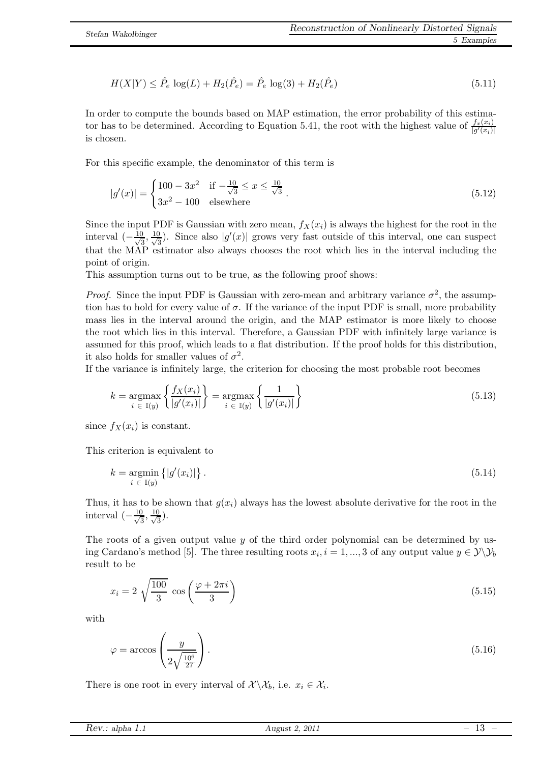$$H(X|Y) \leq \hat{P}_e \, \log(L) + H_2(\hat{P}_e) = \hat{P}_e \, \log(3) + H_2(\hat{P}_e) \tag{5.11}$$

In order to compute the bounds based on MAP estimation, the error probability of this estimator has to be determined. According to Equation 5.41, the root with the highest value of $\frac{f_x(x_i)}{|g'(x_i)|}$ is chosen.

For this specific example, the denominator of this term is

$$|g'(x)| = \begin{cases} 100 - 3x^2 & \text{if } -\frac{10}{\sqrt{3}} \leq x \leq \frac{10}{\sqrt{3}} \\ 3x^2 - 100 & \text{elsewhere} \end{cases} . \tag{5.12}$$

Since the input PDF is Gaussian with zero mean, $f_X(x_i)$ is always the highest for the root in the interval $(-\frac{10}{\sqrt{3}}, \frac{10}{\sqrt{3}})$. Since also $|g'(x)|$ grows very fast outside of this interval, one can suspect that the MAP estimator also always chooses the root which lies in the interval including the point of origin.

This assumption turns out to be true, as the following proof shows:

*Proof.* Since the input PDF is Gaussian with zero-mean and arbitrary variance $\sigma^2$, the assumption has to hold for every value of $\sigma$. If the variance of the input PDF is small, more probability mass lies in the interval around the origin, and the MAP estimator is more likely to choose the root which lies in this interval. Therefore, a Gaussian PDF with infinitely large variance is assumed for this proof, which leads to a flat distribution. If the proof holds for this distribution, it also holds for smaller values of $\sigma^2$.

If the variance is infinitely large, the criterion for choosing the most probable root becomes

$$k = \underset{i \, \in \, \mathbb{I}(y)}{\operatorname{argmax}} \left\{ \frac{f_X(x_i)}{|g'(x_i)|} \right\} = \underset{i \, \in \, \mathbb{I}(y)}{\operatorname{argmax}} \left\{ \frac{1}{|g'(x_i)|} \right\} \tag{5.13}$$

since $f_X(x_i)$ is constant.

This criterion is equivalent to

$$k = \underset{i \, \in \, \mathbb{I}(y)}{\operatorname{argmin}} \left\{ |g'(x_i)| \right\}. \tag{5.14}$$

Thus, it has to be shown that $g(x_i)$ always has the lowest absolute derivative for the root in the interval $(-\frac{10}{\sqrt{3}}, \frac{10}{\sqrt{3}})$.

The roots of a given output value $y$ of the third order polynomial can be determined by using Cardano's method [5]. The three resulting roots $x_i, i = 1, ..., 3$ of any output value $y \in \mathcal{Y} \backslash \mathcal{Y}_b$ result to be

$$x_i = 2 \, \sqrt{\frac{100}{3}} \, \cos\left(\frac{\varphi + 2\pi i}{3}\right) \tag{5.15}$$

with

$$\varphi = \arccos\left(\frac{y}{2\sqrt{\frac{10^6}{27}}}\right). \tag{5.16}$$

There is one root in every interval of $\mathcal{X} \backslash \mathcal{X}_b$, i.e. $x_i \in \mathcal{X}_i$.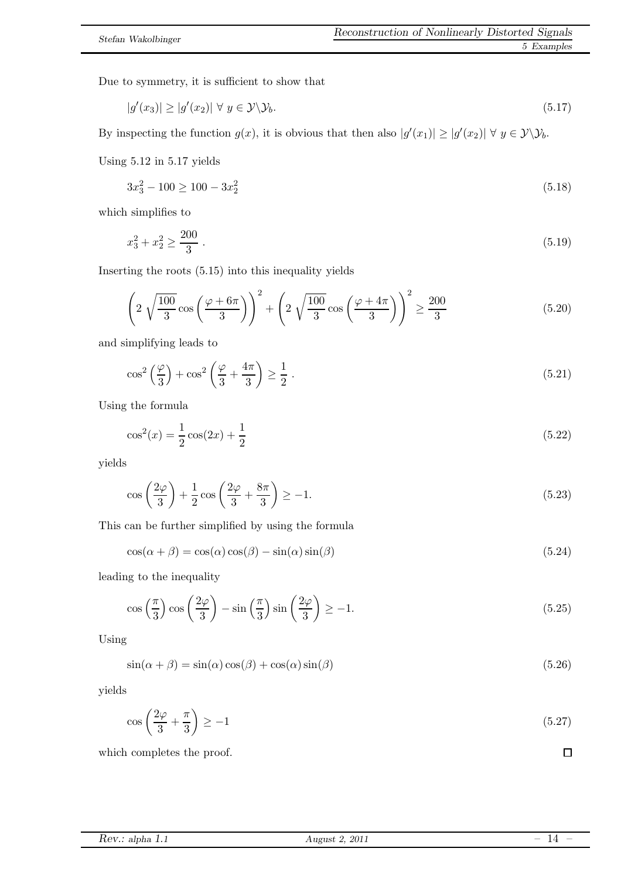Due to symmetry, it is sufficient to show that

$$|g'(x_3)| \geq |g'(x_2)| \ \forall \ y \in \mathcal{Y} \backslash \mathcal{Y}_b. \tag{5.17}$$

By inspecting the function $g(x)$, it is obvious that then also $|g'(x_1)| \geq |g'(x_2)| \ \forall \ y \in \mathcal{Y} \backslash \mathcal{Y}_b$.

Using 5.12 in 5.17 yields

$$3x_3^2 - 100 \geq 100 - 3x_2^2 \tag{5.18}$$

which simplifies to

$$x_3^2 + x_2^2 \geq \frac{200}{3} \ . \tag{5.19}$$

Inserting the roots (5.15) into this inequality yields

$$\left(2\sqrt{\frac{100}{3}}\cos\left(\frac{\varphi + 6\pi}{3}\right)\right)^2 + \left(2\sqrt{\frac{100}{3}}\cos\left(\frac{\varphi + 4\pi}{3}\right)\right)^2 \geq \frac{200}{3} \tag{5.20}$$

and simplifying leads to

$$\cos^2\left(\frac{\varphi}{3}\right) + \cos^2\left(\frac{\varphi}{3} + \frac{4\pi}{3}\right) \geq \frac{1}{2} \ . \tag{5.21}$$

Using the formula

$$\cos^2(x) = \frac{1}{2}\cos(2x) + \frac{1}{2} \tag{5.22}$$

yields

$$\cos\left(\frac{2\varphi}{3}\right) + \frac{1}{2}\cos\left(\frac{2\varphi}{3} + \frac{8\pi}{3}\right) \geq -1. \tag{5.23}$$

This can be further simplified by using the formula

$$\cos(\alpha + \beta) = \cos(\alpha)\cos(\beta) - \sin(\alpha)\sin(\beta) \tag{5.24}$$

leading to the inequality

$$\cos\left(\frac{\pi}{3}\right)\cos\left(\frac{2\varphi}{3}\right) - \sin\left(\frac{\pi}{3}\right)\sin\left(\frac{2\varphi}{3}\right) \geq -1. \tag{5.25}$$

Using

$$\sin(\alpha + \beta) = \sin(\alpha)\cos(\beta) + \cos(\alpha)\sin(\beta) \tag{5.26}$$

yields

$$\cos\left(\frac{2\varphi}{3} + \frac{\pi}{3}\right) \geq -1 \tag{5.27}$$

which completes the proof. □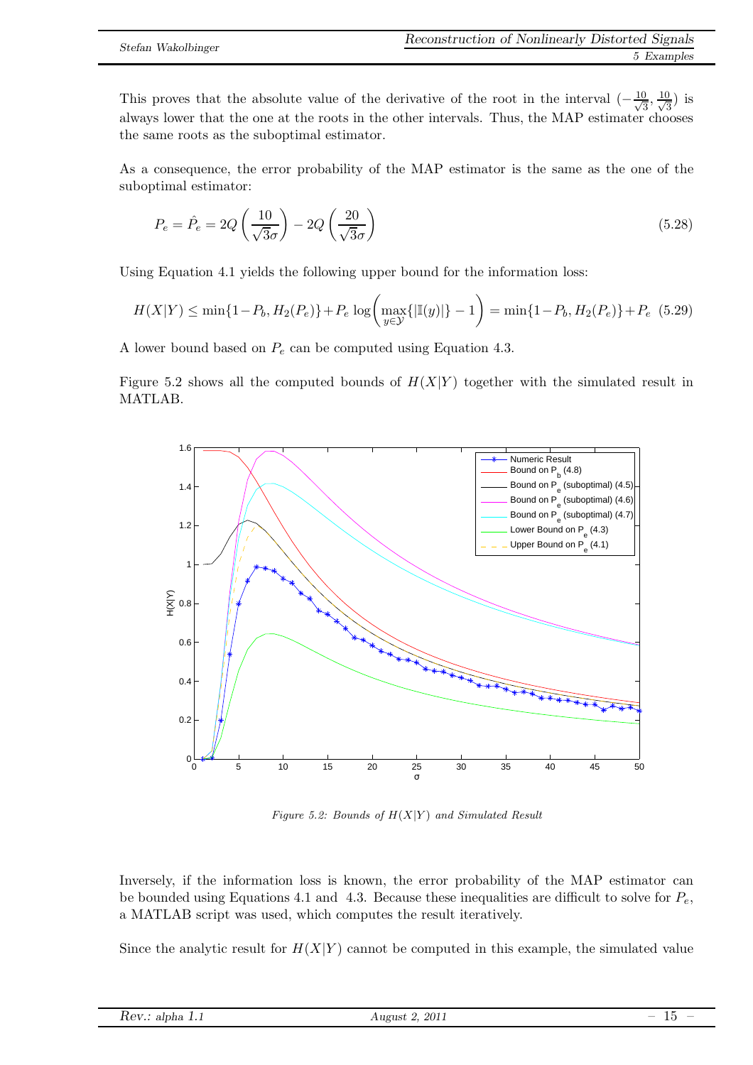This proves that the absolute value of the derivative of the root in the interval $(-\frac{10}{\sqrt{3}}, \frac{10}{\sqrt{3}})$ is always lower that the one at the roots in the other intervals. Thus, the MAP estimator chooses the same roots as the suboptimal estimator.

As a consequence, the error probability of the MAP estimator is the same as the one of the suboptimal estimator:

$$P_e = \hat{P}_e = 2Q\left(\frac{10}{\sqrt{3}\sigma}\right) - 2Q\left(\frac{20}{\sqrt{3}\sigma}\right) \tag{5.28}$$

Using Equation 4.1 yields the following upper bound for the information loss:

$$H(X|Y) \leq \min\{1-P_b, H_2(P_e)\} + P_e \log\left(\max_{y\in\mathcal{Y}}\{|\mathbb{I}(y)|\} - 1\right) = \min\{1-P_b, H_2(P_e)\} + P_e \tag{5.29}$$

A lower bound based on $P_e$ can be computed using Equation 4.3.

Figure 5.2 shows all the computed bounds of $H(X|Y)$ together with the simulated result in MATLAB.

*Figure 5.2: Bounds of $H(X|Y)$ and Simulated Result*

Inversely, if the information loss is known, the error probability of the MAP estimator can be bounded using Equations 4.1 and 4.3. Because these inequalities are difficult to solve for $P_e$, a MATLAB script was used, which computes the result iteratively.

Since the analytic result for $H(X|Y)$ cannot be computed in this example, the simulated value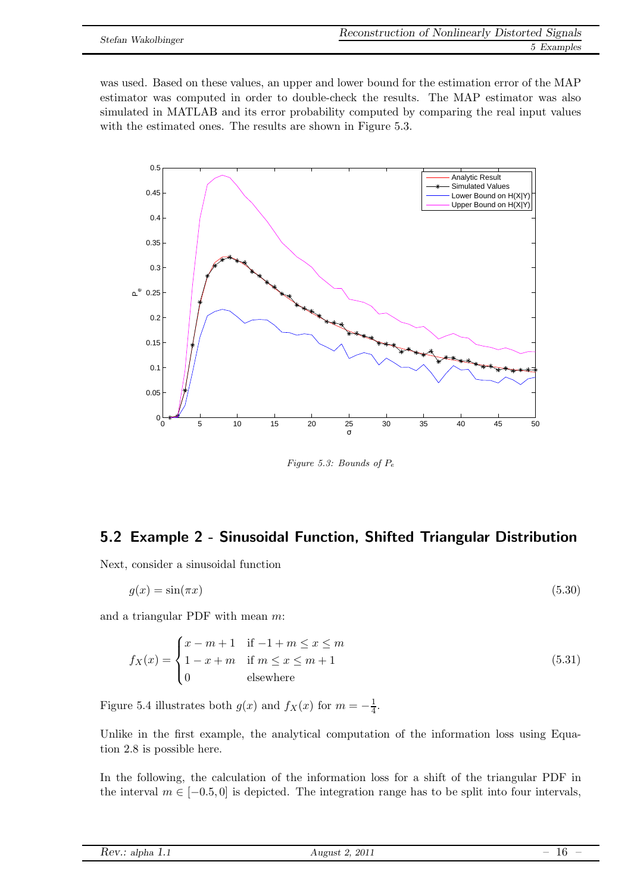was used. Based on these values, an upper and lower bound for the estimation error of the MAP estimator was computed in order to double-check the results. The MAP estimator was also simulated in MATLAB and its error probability computed by comparing the real input values with the estimated ones. The results are shown in Figure 5.3.

*Figure 5.3: Bounds of $P_e$*

## 5.2 Example 2 - Sinusoidal Function, Shifted Triangular Distribution

Next, consider a sinusoidal function

$$g(x) = \sin(\pi x) \tag{5.30}$$

and a triangular PDF with mean $m$:

$$f_X(x) = \begin{cases} x - m + 1 & \text{if } -1 + m \leq x \leq m \\ 1 - x + m & \text{if } m \leq x \leq m + 1 \\ 0 & \text{elsewhere} \end{cases} \tag{5.31}$$

Figure 5.4 illustrates both $g(x)$ and $f_X(x)$ for $m = -\frac{1}{4}$.

Unlike in the first example, the analytical computation of the information loss using Equation 2.8 is possible here.

In the following, the calculation of the information loss for a shift of the triangular PDF in the interval $m \in [-0.5, 0]$ is depicted. The integration range has to be split into four intervals,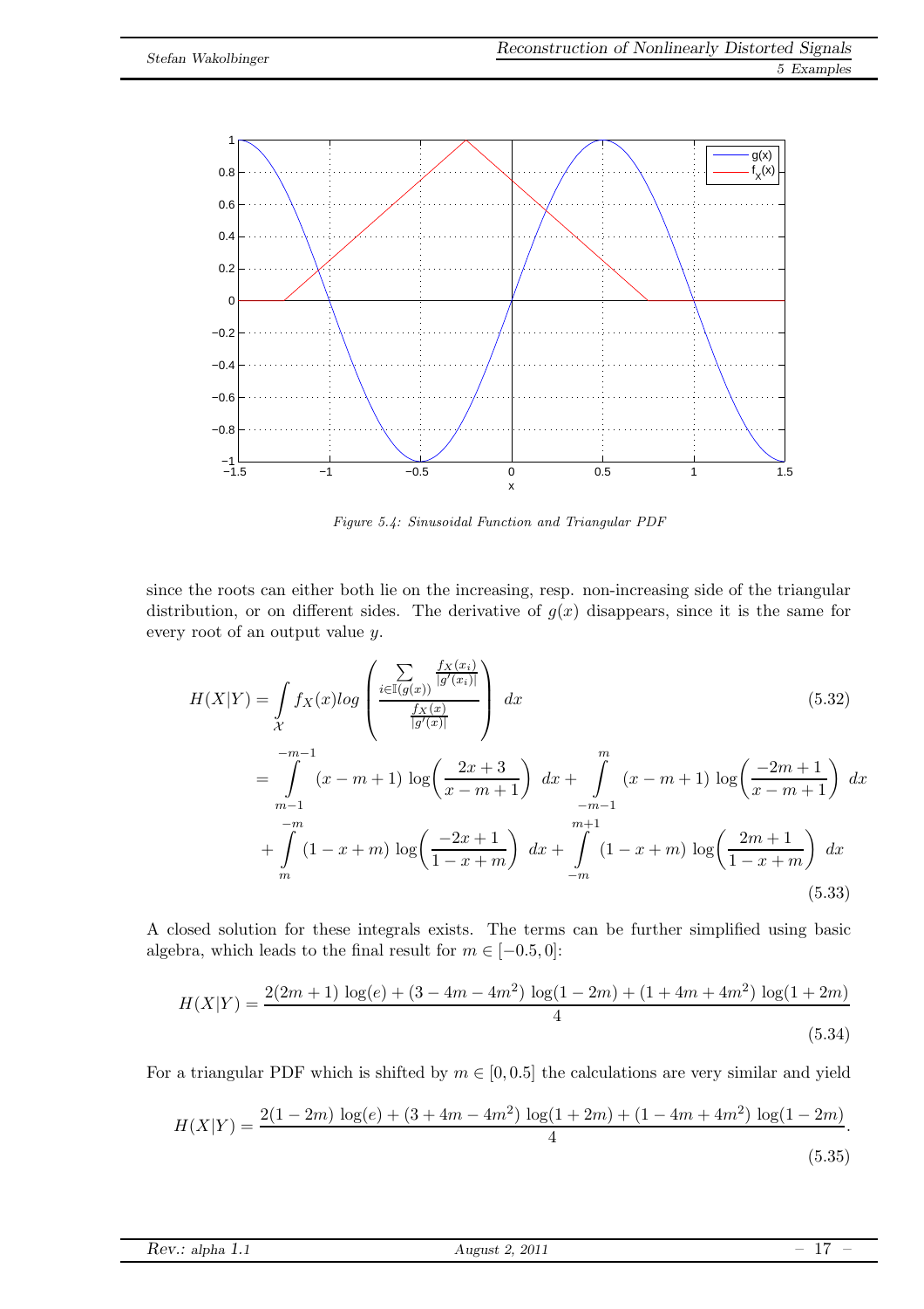Figure 5.4: Sinusoidal Function and Triangular PDF

since the roots can either both lie on the increasing, resp. non-increasing side of the triangular distribution, or on different sides. The derivative of $g(x)$ disappears, since it is the same for every root of an output value $y$.

$$H(X|Y) = \int_{\mathcal{X}} f_X(x) log \left( \frac{\sum_{i \in \mathbb{I}(g(x))} \frac{f_X(x_i)}{|g'(x_i)|}}{\frac{f_X(x)}{|g'(x)|}} \right) dx \tag{5.32}$$

$$\begin{aligned} &= \int_{m-1}^{-m-1} (x-m+1) \log\left( \frac{2x+3}{x-m+1} \right) dx + \int_{-m-1}^{m} (x-m+1) \log\left( \frac{-2m+1}{x-m+1} \right) dx \\ &+ \int_{m}^{-m} (1-x+m) \log\left( \frac{-2x+1}{1-x+m} \right) dx + \int_{-m}^{m+1} (1-x+m) \log\left( \frac{2m+1}{1-x+m} \right) dx \end{aligned} \tag{5.33}$$

A closed solution for these integrals exists. The terms can be further simplified using basic algebra, which leads to the final result for $m \in [-0.5, 0]$:

$$H(X|Y) = \frac{2(2m+1) \log(e) + (3-4m-4m^2) \log(1-2m) + (1+4m+4m^2) \log(1+2m)}{4} \tag{5.34}$$

For a triangular PDF which is shifted by $m \in [0, 0.5]$ the calculations are very similar and yield

$$H(X|Y) = \frac{2(1-2m) \log(e) + (3+4m-4m^2) \log(1+2m) + (1-4m+4m^2) \log(1-2m)}{4}. \tag{5.35}$$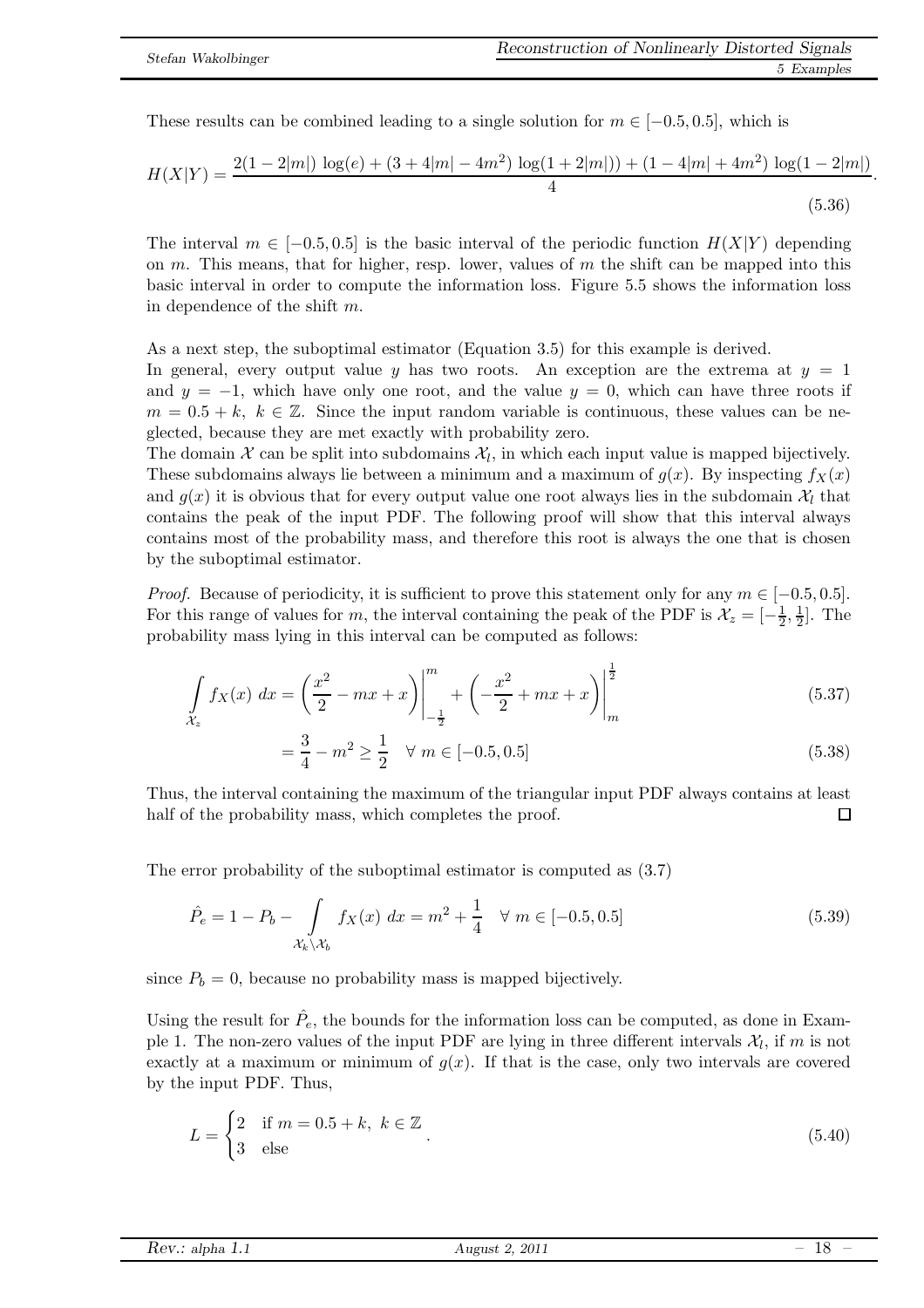These results can be combined leading to a single solution for $m \in [-0.5, 0.5]$, which is

$$H(X|Y) = \frac{2(1-2|m|)\,\log(e) + (3+4|m|-4m^2)\,\log(1+2|m|)) + (1-4|m|+4m^2)\,\log(1-2|m|)}{4}. \tag{5.36}$$

The interval $m \in [-0.5, 0.5]$ is the basic interval of the periodic function $H(X|Y)$ depending on $m$. This means, that for higher, resp. lower, values of $m$ the shift can be mapped into this basic interval in order to compute the information loss. Figure 5.5 shows the information loss in dependence of the shift $m$.

As a next step, the suboptimal estimator (Equation 3.5) for this example is derived.
In general, every output value $y$ has two roots. An exception are the extrema at $y = 1$ and $y = -1$, which have only one root, and the value $y = 0$, which can have three roots if $m = 0.5 + k,\ k \in \mathbb{Z}$. Since the input random variable is continuous, these values can be neglected, because they are met exactly with probability zero.
The domain $\mathcal{X}$ can be split into subdomains $\mathcal{X}_l$, in which each input value is mapped bijectively. These subdomains always lie between a minimum and a maximum of $g(x)$. By inspecting $f_X(x)$ and $g(x)$ it is obvious that for every output value one root always lies in the subdomain $\mathcal{X}_l$ that contains the peak of the input PDF. The following proof will show that this interval always contains most of the probability mass, and therefore this root is always the one that is chosen by the suboptimal estimator.

*Proof.* Because of periodicity, it is sufficient to prove this statement only for any $m \in [-0.5, 0.5]$. For this range of values for $m$, the interval containing the peak of the PDF is $\mathcal{X}_z = [-\frac{1}{2}, \frac{1}{2}]$. The probability mass lying in this interval can be computed as follows:

$$\int\limits_{\mathcal{X}_z} f_X(x)\ dx = \left(\frac{x^2}{2} - mx + x\right)\Bigg|_{-\frac{1}{2}}^{m} + \left(-\frac{x^2}{2} + mx + x\right)\Bigg|_{m}^{\frac{1}{2}} \tag{5.37}$$

$$= \frac{3}{4} - m^2 \geq \frac{1}{2} \quad \forall\ m \in [-0.5, 0.5] \tag{5.38}$$

Thus, the interval containing the maximum of the triangular input PDF always contains at least half of the probability mass, which completes the proof. □

The error probability of the suboptimal estimator is computed as (3.7)

$$\hat{P}_e = 1 - P_b - \int\limits_{\mathcal{X}_k \setminus \mathcal{X}_b} f_X(x)\ dx = m^2 + \frac{1}{4} \quad \forall\ m \in [-0.5, 0.5] \tag{5.39}$$

since $P_b = 0$, because no probability mass is mapped bijectively.

Using the result for $\hat{P}_e$, the bounds for the information loss can be computed, as done in Example 1. The non-zero values of the input PDF are lying in three different intervals $\mathcal{X}_l$, if $m$ is not exactly at a maximum or minimum of $g(x)$. If that is the case, only two intervals are covered by the input PDF. Thus,

$$L = \begin{cases} 2 & \text{if } m = 0.5 + k,\ k \in \mathbb{Z} \\ 3 & \text{else} \end{cases}. \tag{5.40}$$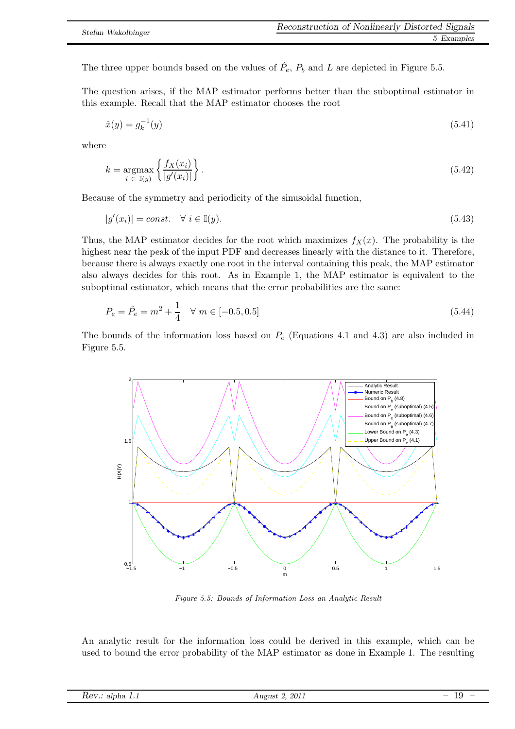The three upper bounds based on the values of $\hat{P}_e$, $P_b$ and $L$ are depicted in Figure 5.5.

The question arises, if the MAP estimator performs better than the suboptimal estimator in this example. Recall that the MAP estimator chooses the root

$$\hat{x}(y) = g_k^{-1}(y) \tag{5.41}$$

where

$$k = \underset{i \,\in\, \mathbb{I}(y)}{\operatorname{argmax}} \left\{ \frac{f_X(x_i)}{|g'(x_i)|} \right\}. \tag{5.42}$$

Because of the symmetry and periodicity of the sinusoidal function,

$$|g'(x_i)| = const. \quad \forall\, i \in \mathbb{I}(y). \tag{5.43}$$

Thus, the MAP estimator decides for the root which maximizes $f_X(x)$. The probability is the highest near the peak of the input PDF and decreases linearly with the distance to it. Therefore, because there is always exactly one root in the interval containing this peak, the MAP estimator also always decides for this root. As in Example 1, the MAP estimator is equivalent to the suboptimal estimator, which means that the error probabilities are the same:

$$P_e = \hat{P}_e = m^2 + \frac{1}{4} \quad \forall\, m \in [-0.5, 0.5] \tag{5.44}$$

The bounds of the information loss based on $P_e$ (Equations 4.1 and 4.3) are also included in Figure 5.5.

*Figure 5.5: Bounds of Information Loss an Analytic Result*

An analytic result for the information loss could be derived in this example, which can be used to bound the error probability of the MAP estimator as done in Example 1. The resulting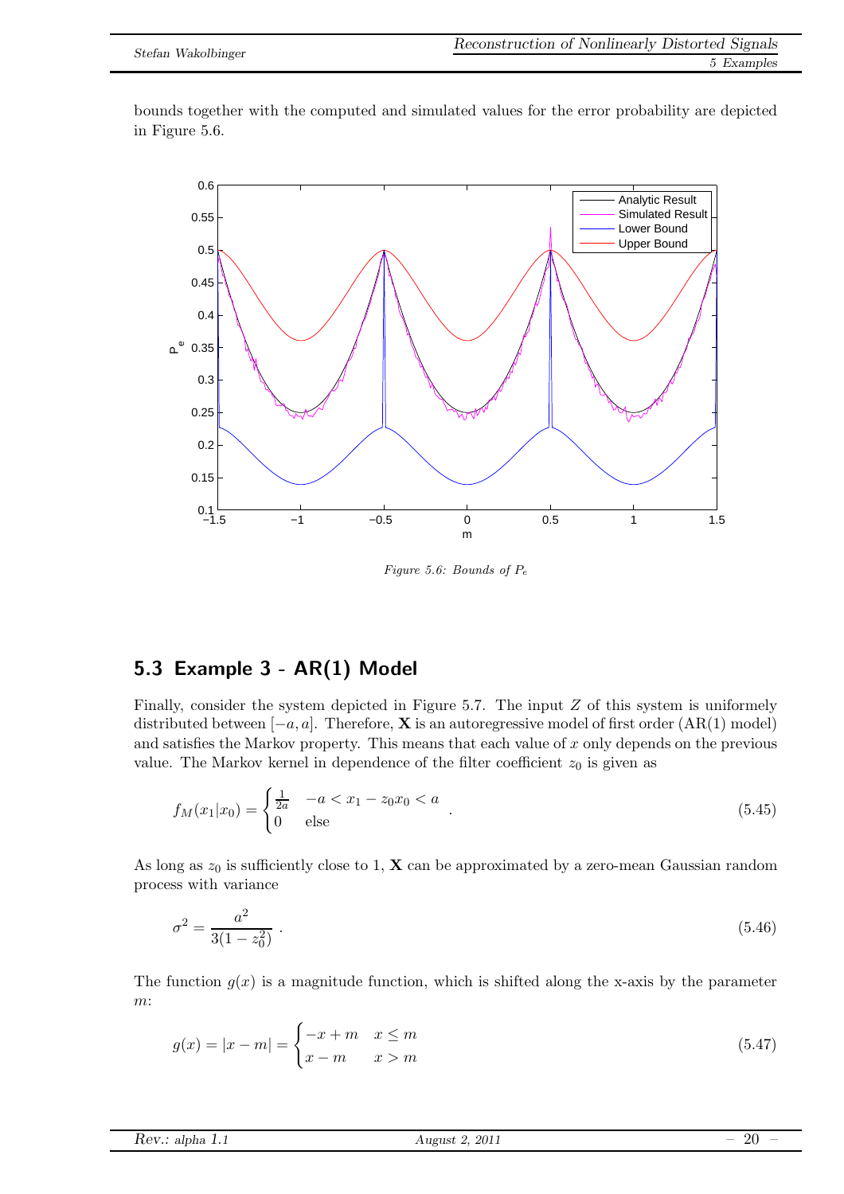bounds together with the computed and simulated values for the error probability are depicted in Figure 5.6.

Figure 5.6: Bounds of $P_e$

## 5.3 Example 3 - AR(1) Model

Finally, consider the system depicted in Figure 5.7. The input $Z$ of this system is uniformely distributed between $[-a, a]$. Therefore, $\mathbf{X}$ is an autoregressive model of first order (AR(1) model) and satisfies the Markov property. This means that each value of $x$ only depends on the previous value. The Markov kernel in dependence of the filter coefficient $z_0$ is given as

$$f_M(x_1|x_0) = \begin{cases} \frac{1}{2a} & -a < x_1 - z_0 x_0 < a \\ 0 & \text{else} \end{cases} . \tag{5.45}$$

As long as $z_0$ is sufficiently close to 1, $\mathbf{X}$ can be approximated by a zero-mean Gaussian random process with variance

$$\sigma^2 = \frac{a^2}{3(1 - z_0^2)} . \tag{5.46}$$

The function $g(x)$ is a magnitude function, which is shifted along the x-axis by the parameter $m$:

$$g(x) = |x - m| = \begin{cases} -x + m & x \leq m \\ x - m & x > m \end{cases} \tag{5.47}$$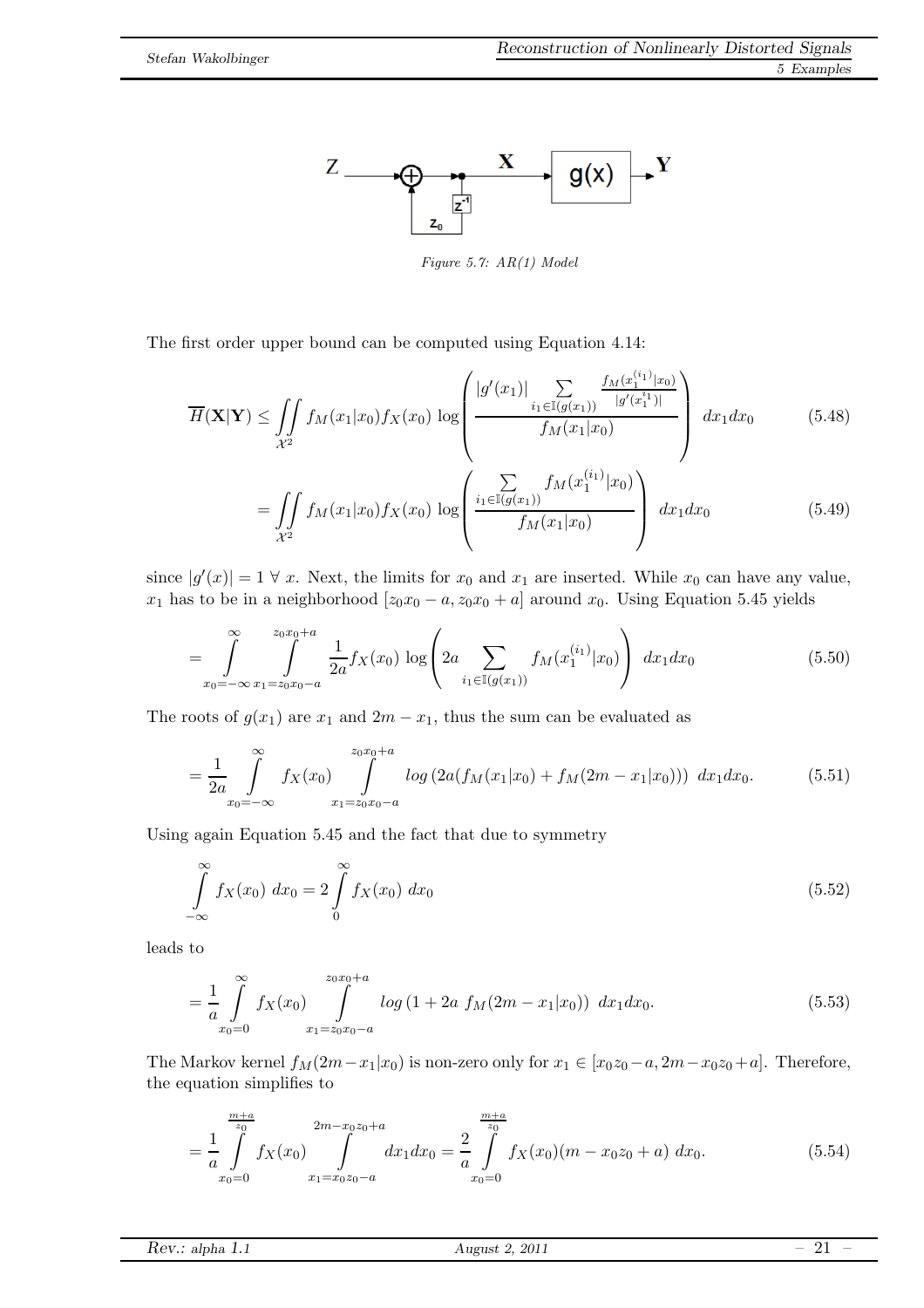Figure 5.7: AR(1) Model

The first order upper bound can be computed using Equation 4.14:

$$\overline{H}(\mathbf{X}|\mathbf{Y}) \leq \iint\limits_{\mathcal{X}^2} f_M(x_1|x_0) f_X(x_0) \log\left(\frac{|g'(x_1)| \sum\limits_{i_1 \in \mathbb{I}(g(x_1))} \frac{f_M(x_1^{(i_1)}|x_0)}{|g'(x_1^{i_1})|}}{f_M(x_1|x_0)}\right) dx_1 dx_0 \tag{5.48}$$

$$= \iint\limits_{\mathcal{X}^2} f_M(x_1|x_0) f_X(x_0) \log\left(\frac{\sum\limits_{i_1 \in \mathbb{I}(g(x_1))} f_M(x_1^{(i_1)}|x_0)}{f_M(x_1|x_0)}\right) dx_1 dx_0 \tag{5.49}$$

since $|g'(x)| = 1 \;\forall\; x$. Next, the limits for $x_0$ and $x_1$ are inserted. While $x_0$ can have any value, $x_1$ has to be in a neighborhood $[z_0 x_0 - a, z_0 x_0 + a]$ around $x_0$. Using Equation 5.45 yields

$$= \int\limits_{x_0=-\infty}^{\infty} \int\limits_{x_1=z_0x_0-a}^{z_0x_0+a} \frac{1}{2a} f_X(x_0) \log\left(2a \sum_{i_1 \in \mathbb{I}(g(x_1))} f_M(x_1^{(i_1)}|x_0)\right) dx_1 dx_0 \tag{5.50}$$

The roots of $g(x_1)$ are $x_1$ and $2m - x_1$, thus the sum can be evaluated as

$$= \frac{1}{2a} \int\limits_{x_0=-\infty}^{\infty} f_X(x_0) \int\limits_{x_1=z_0x_0-a}^{z_0x_0+a} log\left(2a(f_M(x_1|x_0) + f_M(2m - x_1|x_0))\right) \, dx_1 dx_0. \tag{5.51}$$

Using again Equation 5.45 and the fact that due to symmetry

$$\int\limits_{-\infty}^{\infty} f_X(x_0) \, dx_0 = 2 \int\limits_{0}^{\infty} f_X(x_0) \, dx_0 \tag{5.52}$$

leads to

$$= \frac{1}{a} \int\limits_{x_0=0}^{\infty} f_X(x_0) \int\limits_{x_1=z_0x_0-a}^{z_0x_0+a} log\left(1 + 2a \; f_M(2m - x_1|x_0)\right) \, dx_1 dx_0. \tag{5.53}$$

The Markov kernel $f_M(2m - x_1|x_0)$ is non-zero only for $x_1 \in [x_0 z_0 - a, 2m - x_0 z_0 + a]$. Therefore, the equation simplifies to

$$= \frac{1}{a} \int\limits_{x_0=0}^{\frac{m+a}{z_0}} f_X(x_0) \int\limits_{x_1=x_0z_0-a}^{2m-x_0z_0+a} dx_1 dx_0 = \frac{2}{a} \int\limits_{x_0=0}^{\frac{m+a}{z_0}} f_X(x_0)(m - x_0 z_0 + a) \, dx_0. \tag{5.54}$$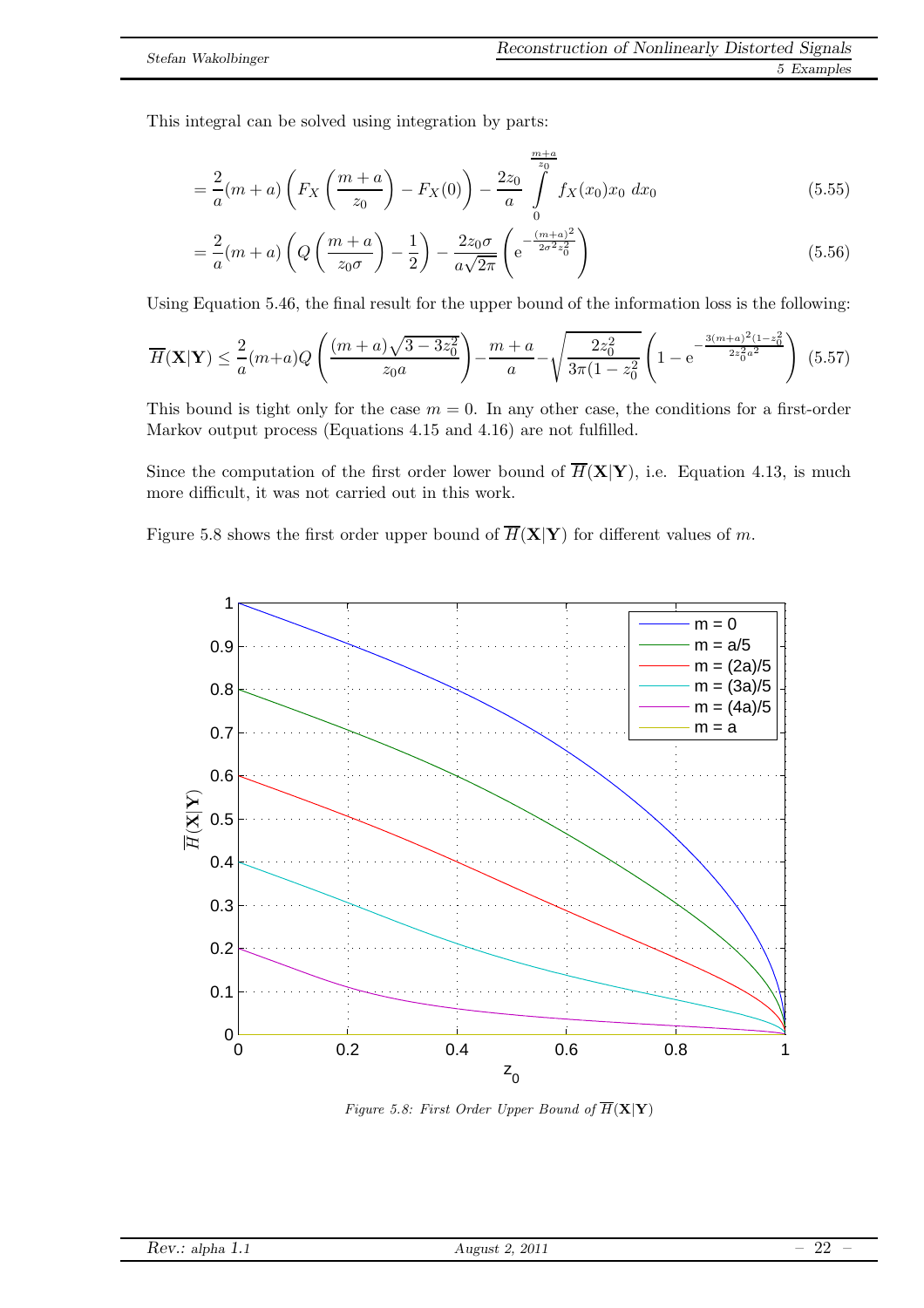This integral can be solved using integration by parts:

$$= \frac{2}{a}(m+a)\left(F_X\left(\frac{m+a}{z_0}\right) - F_X(0)\right) - \frac{2z_0}{a}\int_0^{\frac{m+a}{z_0}} f_X(x_0)x_0 \, dx_0 \tag{5.55}$$

$$= \frac{2}{a}(m+a)\left(Q\left(\frac{m+a}{z_0\sigma}\right) - \frac{1}{2}\right) - \frac{2z_0\sigma}{a\sqrt{2\pi}}\left(\mathrm{e}^{-\frac{(m+a)^2}{2\sigma^2 z_0^2}}\right) \tag{5.56}$$

Using Equation 5.46, the final result for the upper bound of the information loss is the following:

$$\overline{H}(\mathbf{X}|\mathbf{Y}) \leq \frac{2}{a}(m+a)Q\left(\frac{(m+a)\sqrt{3-3z_0^2}}{z_0 a}\right) - \frac{m+a}{a} - \sqrt{\frac{2z_0^2}{3\pi(1-z_0^2)}}\left(1 - \mathrm{e}^{-\frac{3(m+a)^2(1-z_0^2)}{2z_0^2 a^2}}\right) \tag{5.57}$$

This bound is tight only for the case $m = 0$. In any other case, the conditions for a first-order Markov output process (Equations 4.15 and 4.16) are not fulfilled.

Since the computation of the first order lower bound of $\overline{H}(\mathbf{X}|\mathbf{Y})$, i.e. Equation 4.13, is much more difficult, it was not carried out in this work.

Figure 5.8 shows the first order upper bound of $\overline{H}(\mathbf{X}|\mathbf{Y})$ for different values of $m$.

*Figure 5.8: First Order Upper Bound of $\overline{H}(\mathbf{X}|\mathbf{Y})$*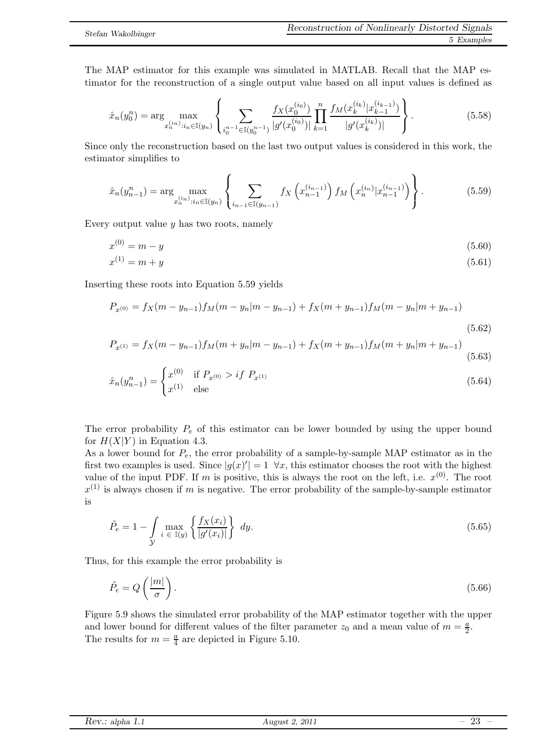The MAP estimator for this example was simulated in MATLAB. Recall that the MAP estimator for the reconstruction of a single output value based on all input values is defined as

$$\hat{x}_n(y_0^n) = \arg \max_{x_n^{(i_n)}:i_n \in \mathbb{I}(y_n)} \left\{ \sum_{i_0^{n-1} \in \mathbb{I}(y_0^{n-1})} \frac{f_X(x_0^{(i_0)})}{|g'(x_0^{(i_0)})|} \prod_{k=1}^{n} \frac{f_M(x_k^{(i_k)}|x_{k-1}^{(i_{k-1})})}{|g'(x_k^{(i_k)})|} \right\}. \tag{5.58}$$

Since only the reconstruction based on the last two output values is considered in this work, the estimator simplifies to

$$\hat{x}_n(y_{n-1}^n) = \arg \max_{x_n^{(i_n)}:i_n \in \mathbb{I}(y_n)} \left\{ \sum_{i_{n-1} \in \mathbb{I}(y_{n-1})} f_X\left(x_{n-1}^{(i_{n-1})}\right) f_M\left(x_n^{(i_n)}|x_{n-1}^{(i_{n-1})}\right) \right\}. \tag{5.59}$$

Every output value $y$ has two roots, namely

$$x^{(0)} = m - y \tag{5.60}$$

$$x^{(1)} = m + y \tag{5.61}$$

Inserting these roots into Equation 5.59 yields

$$P_{x^{(0)}} = f_X(m - y_{n-1}) f_M(m - y_n|m - y_{n-1}) + f_X(m + y_{n-1}) f_M(m - y_n|m + y_{n-1}) \tag{5.62}$$

$$P_{x^{(1)}} = f_X(m - y_{n-1}) f_M(m + y_n|m - y_{n-1}) + f_X(m + y_{n-1}) f_M(m + y_n|m + y_{n-1}) \tag{5.63}$$

$$\hat{x}_n(y_{n-1}^n) = \begin{cases} x^{(0)} & \text{if } P_{x^{(0)}} > if\ P_{x^{(1)}} \\ x^{(1)} & \text{else} \end{cases} \tag{5.64}$$

The error probability $P_e$ of this estimator can be lower bounded by using the upper bound for $H(X|Y)$ in Equation 4.3.

As a lower bound for $P_e$, the error probability of a sample-by-sample MAP estimator as in the first two examples is used. Since $|g(x)'| = 1 \ \forall x$, this estimator chooses the root with the highest value of the input PDF. If $m$ is positive, this is always the root on the left, i.e. $x^{(0)}$. The root $x^{(1)}$ is always chosen if $m$ is negative. The error probability of the sample-by-sample estimator is

$$\tilde{P}_e = 1 - \int_{\mathcal{Y}} \max_{i \in \mathbb{I}(y)} \left\{ \frac{f_X(x_i)}{|g'(x_i)|} \right\} dy. \tag{5.65}$$

Thus, for this example the error probability is

$$\tilde{P}_e = Q\left(\frac{|m|}{\sigma}\right). \tag{5.66}$$

Figure 5.9 shows the simulated error probability of the MAP estimator together with the upper and lower bound for different values of the filter parameter $z_0$ and a mean value of $m = \frac{a}{2}$. The results for $m = \frac{a}{4}$ are depicted in Figure 5.10.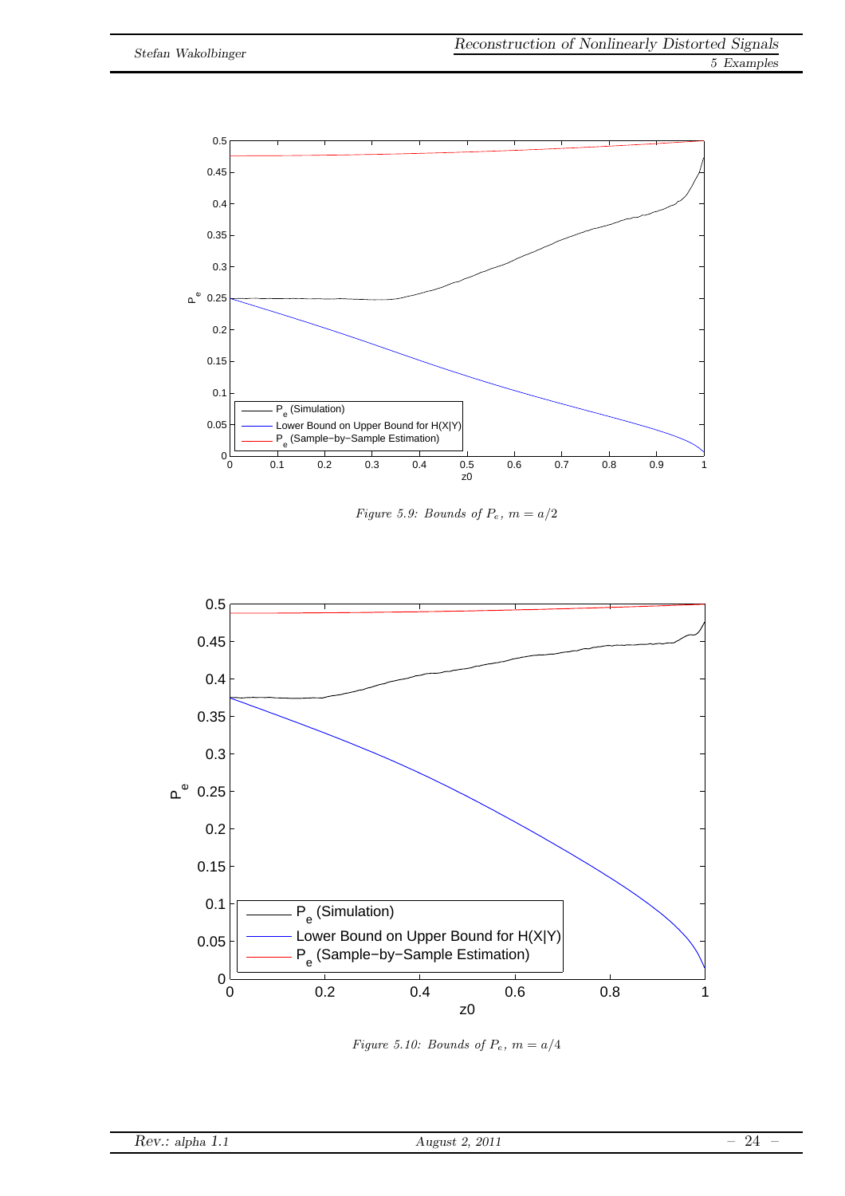Figure 5.9: Bounds of $P_e$, $m = a/2$

Figure 5.10: Bounds of $P_e$, $m = a/4$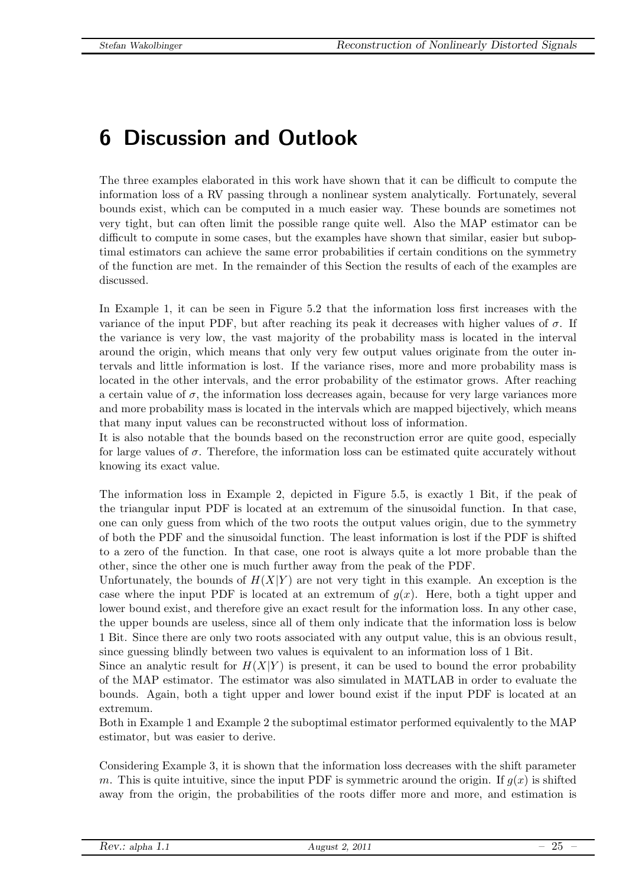# 6 Discussion and Outlook

The three examples elaborated in this work have shown that it can be difficult to compute the information loss of a RV passing through a nonlinear system analytically. Fortunately, several bounds exist, which can be computed in a much easier way. These bounds are sometimes not very tight, but can often limit the possible range quite well. Also the MAP estimator can be difficult to compute in some cases, but the examples have shown that similar, easier but suboptimal estimators can achieve the same error probabilities if certain conditions on the symmetry of the function are met. In the remainder of this Section the results of each of the examples are discussed.

In Example 1, it can be seen in Figure 5.2 that the information loss first increases with the variance of the input PDF, but after reaching its peak it decreases with higher values of $\sigma$. If the variance is very low, the vast majority of the probability mass is located in the interval around the origin, which means that only very few output values originate from the outer intervals and little information is lost. If the variance rises, more and more probability mass is located in the other intervals, and the error probability of the estimator grows. After reaching a certain value of $\sigma$, the information loss decreases again, because for very large variances more and more probability mass is located in the intervals which are mapped bijectively, which means that many input values can be reconstructed without loss of information.
It is also notable that the bounds based on the reconstruction error are quite good, especially for large values of $\sigma$. Therefore, the information loss can be estimated quite accurately without knowing its exact value.

The information loss in Example 2, depicted in Figure 5.5, is exactly 1 Bit, if the peak of the triangular input PDF is located at an extremum of the sinusoidal function. In that case, one can only guess from which of the two roots the output values origin, due to the symmetry of both the PDF and the sinusoidal function. The least information is lost if the PDF is shifted to a zero of the function. In that case, one root is always quite a lot more probable than the other, since the other one is much further away from the peak of the PDF.
Unfortunately, the bounds of $H(X|Y)$ are not very tight in this example. An exception is the case where the input PDF is located at an extremum of $g(x)$. Here, both a tight upper and lower bound exist, and therefore give an exact result for the information loss. In any other case, the upper bounds are useless, since all of them only indicate that the information loss is below 1 Bit. Since there are only two roots associated with any output value, this is an obvious result, since guessing blindly between two values is equivalent to an information loss of 1 Bit.
Since an analytic result for $H(X|Y)$ is present, it can be used to bound the error probability of the MAP estimator. The estimator was also simulated in MATLAB in order to evaluate the bounds. Again, both a tight upper and lower bound exist the input PDF is located at an extremum.
Both in Example 1 and Example 2 the suboptimal estimator performed equivalently to the MAP estimator, but was easier to derive.

Considering Example 3, it is shown that the information loss decreases with the shift parameter $m$. This is quite intuitive, since the input PDF is symmetric around the origin. If $g(x)$ is shifted away from the origin, the probabilities of the roots differ more and more, and estimation is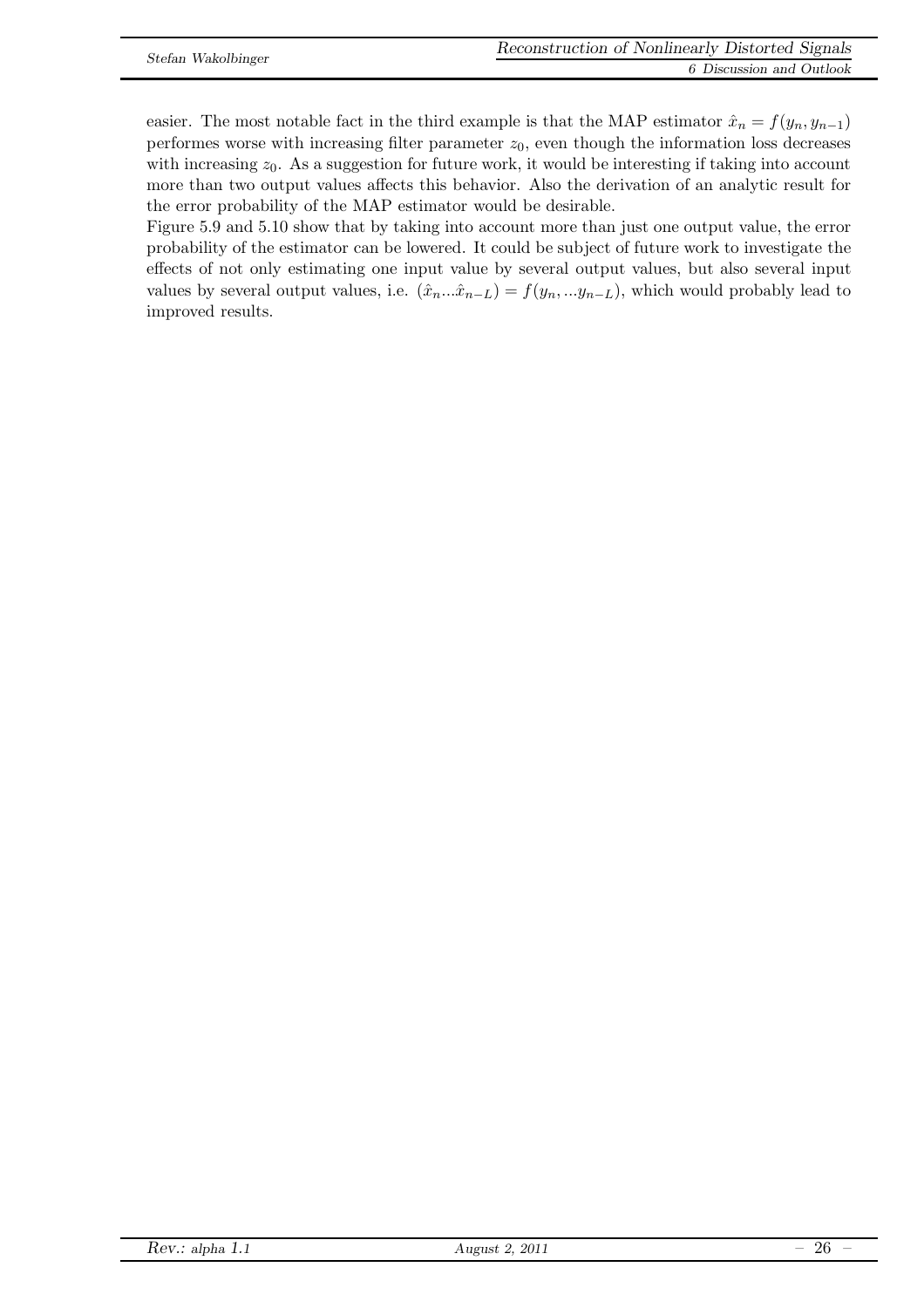easier. The most notable fact in the third example is that the MAP estimator $\hat{x}_n = f(y_n, y_{n-1})$ performes worse with increasing filter parameter $z_0$, even though the information loss decreases with increasing $z_0$. As a suggestion for future work, it would be interesting if taking into account more than two output values affects this behavior. Also the derivation of an analytic result for the error probability of the MAP estimator would be desirable.
Figure 5.9 and 5.10 show that by taking into account more than just one output value, the error probability of the estimator can be lowered. It could be subject of future work to investigate the effects of not only estimating one input value by several output values, but also several input values by several output values, i.e. $(\hat{x}_n ... \hat{x}_{n-L}) = f(y_n, ... y_{n-L})$, which would probably lead to improved results.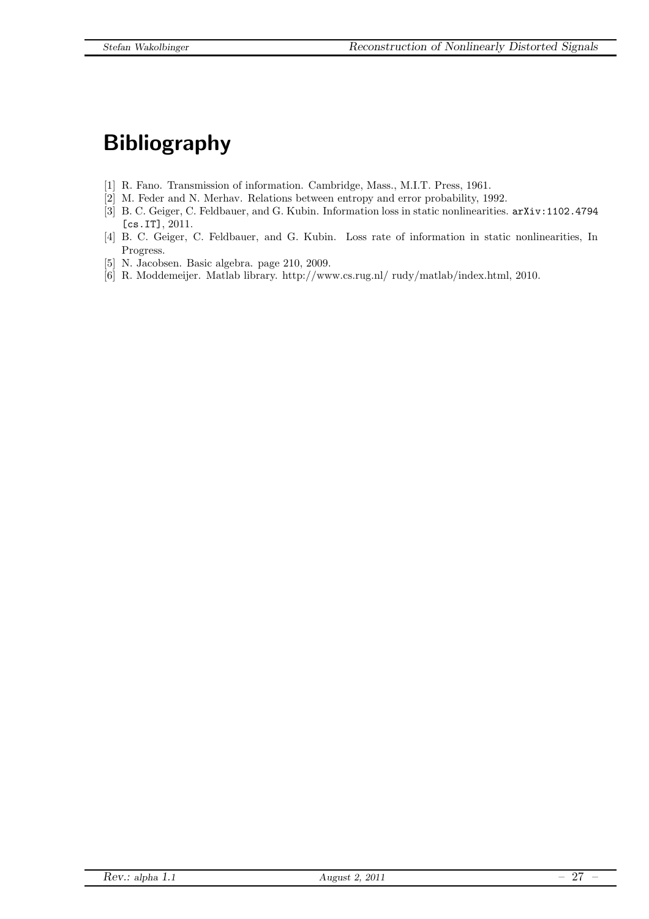# Bibliography

[1] R. Fano. Transmission of information. Cambridge, Mass., M.I.T. Press, 1961.

[2] M. Feder and N. Merhav. Relations between entropy and error probability, 1992.

[3] B. C. Geiger, C. Feldbauer, and G. Kubin. Information loss in static nonlinearities. `arXiv:1102.4794 [cs.IT]`, 2011.

[4] B. C. Geiger, C. Feldbauer, and G. Kubin. Loss rate of information in static nonlinearities, In Progress.

[5] N. Jacobsen. Basic algebra. page 210, 2009.

[6] R. Moddemeijer. Matlab library. http://www.cs.rug.nl/ rudy/matlab/index.html, 2010.